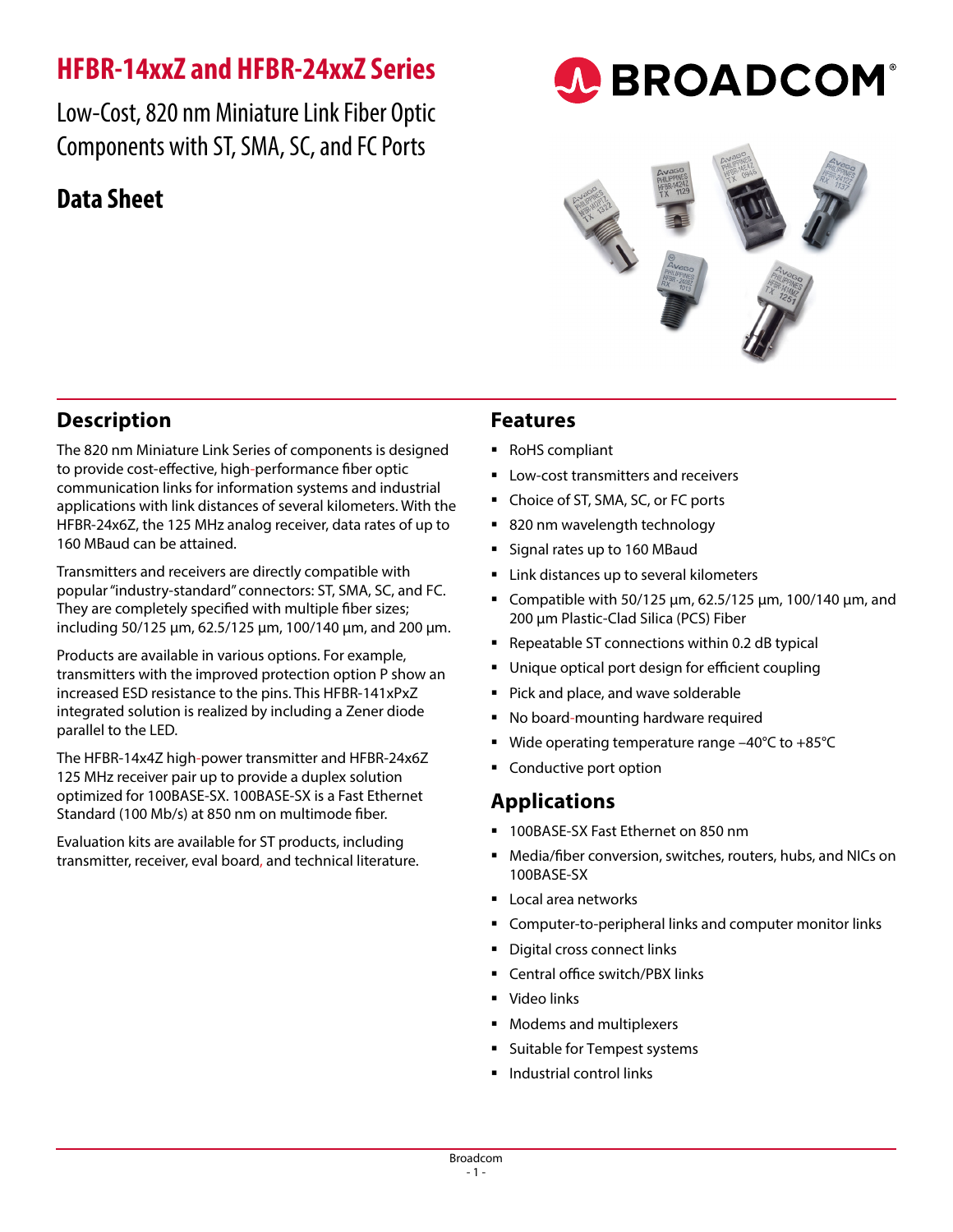# HFBR-14xxZ and HFBR-24xxZ Series

Low-Cost, 820 nm Miniature Link Fiber Optic Components with ST, SMA, SC, and FC Ports

## Data Sheet

## Description

The 820 nm Miniature Link Series of components is designed to provide cost-effective, high-performance fiber optic communication links for information systems and industrial applications with link distances of several kilometers. With the HFBR-24x6Z, the 125 MHz analog receiver, data rates of up to 160 MBaud can be attained.

Transmitters and receivers are directly compatible with popular "industry-standard" connectors: ST, SMA, SC, and FC. They are completely specified with multiple fiber sizes; including 50/125 µm, 62.5/125 µm, 100/140 µm, and 200 µm.

Products are available in various options. For example, transmitters with the improved protection option P show an increased ESD resistance to the pins. This HFBR-141xPxZ integrated solution is realized by including a Zener diode parallel to the LED.

The HFBR-14x4Z high-power transmitter and HFBR-24x6Z 125 MHz receiver pair up to provide a duplex solution optimized for 100BASE-SX. 100BASE-SX is a Fast Ethernet Standard (100 Mb/s) at 850 nm on multimode fiber.

Evaluation kits are available for ST products, including transmitter, receiver, eval board, and technical literature.

## Features

- RoHS compliant
- Low-cost transmitters and receivers
- Choice of ST, SMA, SC, or FC ports
- 820 nm wavelength technology
- Signal rates up to 160 MBaud
- Link distances up to several kilometers
- Compatible with 50/125 µm, 62.5/125 µm, 100/140 µm, and 200 µm Plastic-Clad Silica (PCS) Fiber
- Repeatable ST connections within 0.2 dB typical
- Unique optical port design for efficient coupling
- Pick and place, and wave solderable
- No board-mounting hardware required
- Wide operating temperature range –40°C to +85°C
- Conductive port option

## Applications

- 100BASE-SX Fast Ethernet on 850 nm
- Media/fiber conversion, switches, routers, hubs, and NICs on 100BASE-SX
- Local area networks
- Computer-to-peripheral links and computer monitor links
- Digital cross connect links
- Central office switch/PBX links
- Video links
- Modems and multiplexers
- Suitable for Tempest systems
- Industrial control links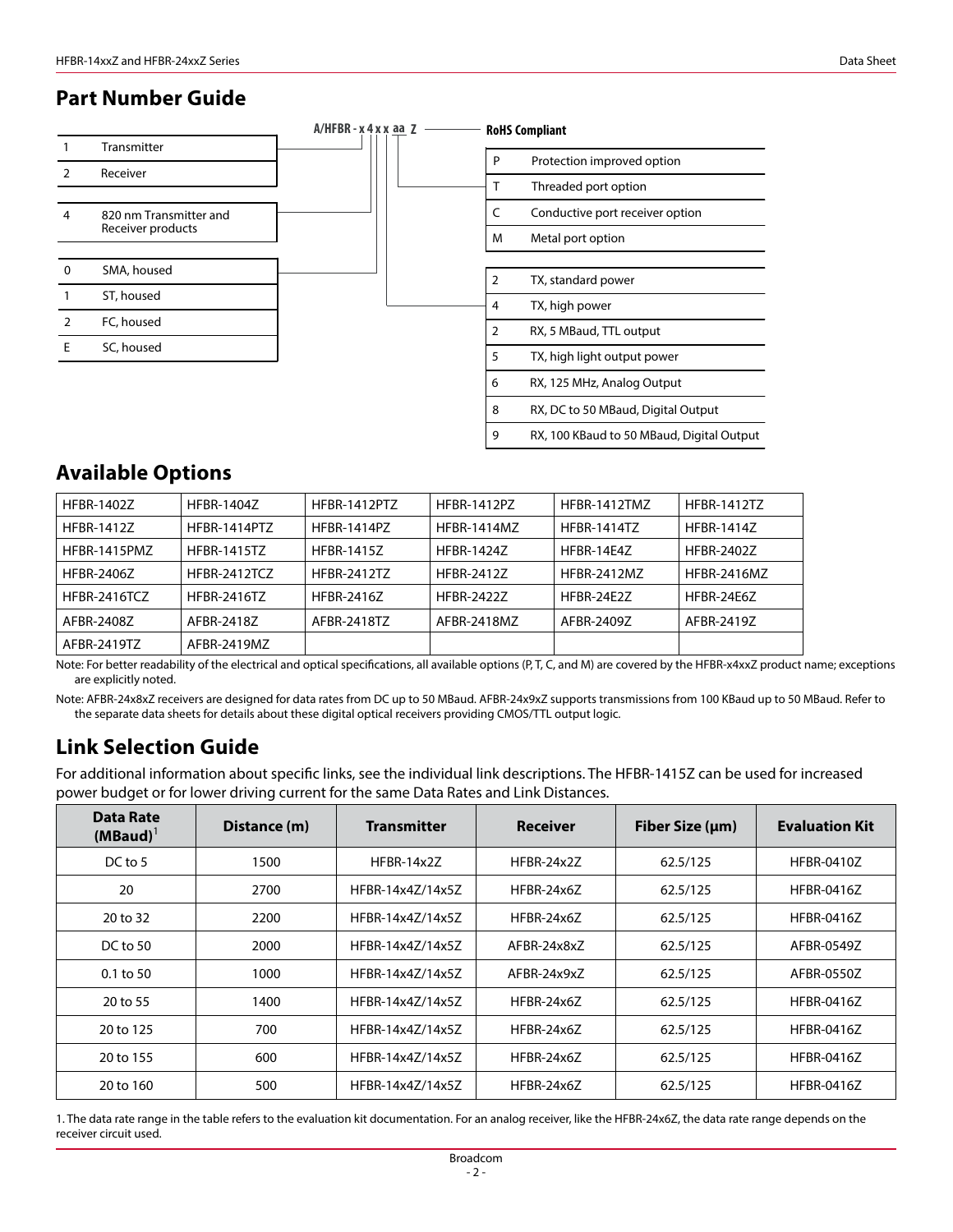## Part Number Guide

A/HFBR - x 4 x x aa Z

| | |
|---|---|
| 1 | Transmitter |
| 2 | Receiver |

| | |
|---|---|
| 4 | 820 nm Transmitter and Receiver products |

| | |
|---|---|
| 0 | SMA, housed |
| 1 | ST, housed |
| 2 | FC, housed |
| E | SC, housed |

**RoHS Compliant**

| | |
|---|---|
| P | Protection improved option |
| T | Threaded port option |
| C | Conductive port receiver option |
| M | Metal port option |

| | |
|---|---|
| 2 | TX, standard power |
| 4 | TX, high power |
| 2 | RX, 5 MBaud, TTL output |
| 5 | TX, high light output power |
| 6 | RX, 125 MHz, Analog Output |
| 8 | RX, DC to 50 MBaud, Digital Output |
| 9 | RX, 100 KBaud to 50 MBaud, Digital Output |

## Available Options

| | | | | | |
|---|---|---|---|---|---|
| HFBR-1402Z | HFBR-1404Z | HFBR-1412PTZ | HFBR-1412PZ | HFBR-1412TMZ | HFBR-1412TZ |
| HFBR-1412Z | HFBR-1414PTZ | HFBR-1414PZ | HFBR-1414MZ | HFBR-1414TZ | HFBR-1414Z |
| HFBR-1415PMZ | HFBR-1415TZ | HFBR-1415Z | HFBR-1424Z | HFBR-14E4Z | HFBR-2402Z |
| HFBR-2406Z | HFBR-2412TCZ | HFBR-2412TZ | HFBR-2412Z | HFBR-2412MZ | HFBR-2416MZ |
| HFBR-2416TCZ | HFBR-2416TZ | HFBR-2416Z | HFBR-2422Z | HFBR-24E2Z | HFBR-24E6Z |
| AFBR-2408Z | AFBR-2418Z | AFBR-2418TZ | AFBR-2418MZ | AFBR-2409Z | AFBR-2419Z |
| AFBR-2419TZ | AFBR-2419MZ | | | | |

Note: For better readability of the electrical and optical specifications, all available options (P, T, C, and M) are covered by the HFBR-x4xxZ product name; exceptions are explicitly noted.

Note: AFBR-24x8xZ receivers are designed for data rates from DC up to 50 MBaud. AFBR-24x9xZ supports transmissions from 100 KBaud up to 50 MBaud. Refer to the separate data sheets for details about these digital optical receivers providing CMOS/TTL output logic.

## Link Selection Guide

For additional information about specific links, see the individual link descriptions. The HFBR-1415Z can be used for increased power budget or for lower driving current for the same Data Rates and Link Distances.

| Data Rate (MBaud)[1] | Distance (m) | Transmitter | Receiver | Fiber Size (µm) | Evaluation Kit |
|---|---|---|---|---|---|
| DC to 5 | 1500 | HFBR-14x2Z | HFBR-24x2Z | 62.5/125 | HFBR-0410Z |
| 20 | 2700 | HFBR-14x4Z/14x5Z | HFBR-24x6Z | 62.5/125 | HFBR-0416Z |
| 20 to 32 | 2200 | HFBR-14x4Z/14x5Z | HFBR-24x6Z | 62.5/125 | HFBR-0416Z |
| DC to 50 | 2000 | HFBR-14x4Z/14x5Z | AFBR-24x8xZ | 62.5/125 | AFBR-0549Z |
| 0.1 to 50 | 1000 | HFBR-14x4Z/14x5Z | AFBR-24x9xZ | 62.5/125 | AFBR-0550Z |
| 20 to 55 | 1400 | HFBR-14x4Z/14x5Z | HFBR-24x6Z | 62.5/125 | HFBR-0416Z |
| 20 to 125 | 700 | HFBR-14x4Z/14x5Z | HFBR-24x6Z | 62.5/125 | HFBR-0416Z |
| 20 to 155 | 600 | HFBR-14x4Z/14x5Z | HFBR-24x6Z | 62.5/125 | HFBR-0416Z |
| 20 to 160 | 500 | HFBR-14x4Z/14x5Z | HFBR-24x6Z | 62.5/125 | HFBR-0416Z |

1. The data rate range in the table refers to the evaluation kit documentation. For an analog receiver, like the HFBR-24x6Z, the data rate range depends on the receiver circuit used.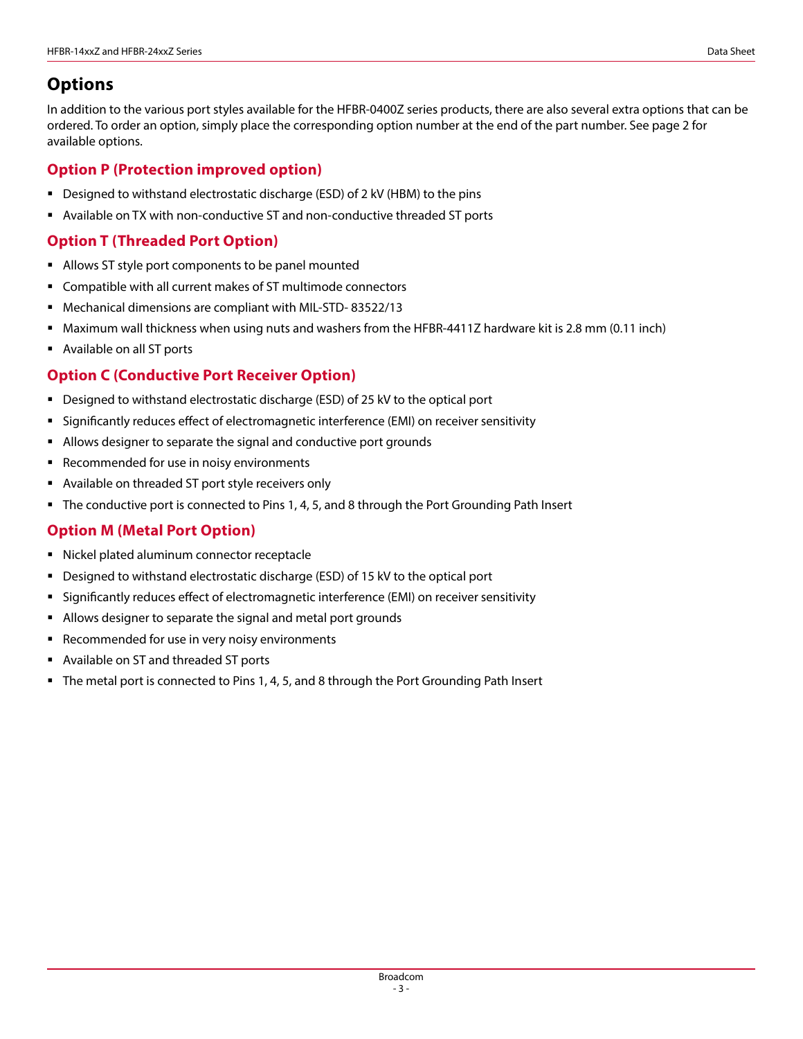## Options

In addition to the various port styles available for the HFBR-0400Z series products, there are also several extra options that can be ordered. To order an option, simply place the corresponding option number at the end of the part number. See page 2 for available options.

### Option P (Protection improved option)

- Designed to withstand electrostatic discharge (ESD) of 2 kV (HBM) to the pins
- Available on TX with non-conductive ST and non-conductive threaded ST ports

### Option T (Threaded Port Option)

- Allows ST style port components to be panel mounted
- Compatible with all current makes of ST multimode connectors
- Mechanical dimensions are compliant with MIL-STD- 83522/13
- Maximum wall thickness when using nuts and washers from the HFBR-4411Z hardware kit is 2.8 mm (0.11 inch)
- Available on all ST ports

### Option C (Conductive Port Receiver Option)

- Designed to withstand electrostatic discharge (ESD) of 25 kV to the optical port
- Significantly reduces effect of electromagnetic interference (EMI) on receiver sensitivity
- Allows designer to separate the signal and conductive port grounds
- Recommended for use in noisy environments
- Available on threaded ST port style receivers only
- The conductive port is connected to Pins 1, 4, 5, and 8 through the Port Grounding Path Insert

### Option M (Metal Port Option)

- Nickel plated aluminum connector receptacle
- Designed to withstand electrostatic discharge (ESD) of 15 kV to the optical port
- Significantly reduces effect of electromagnetic interference (EMI) on receiver sensitivity
- Allows designer to separate the signal and metal port grounds
- Recommended for use in very noisy environments
- Available on ST and threaded ST ports
- The metal port is connected to Pins 1, 4, 5, and 8 through the Port Grounding Path Insert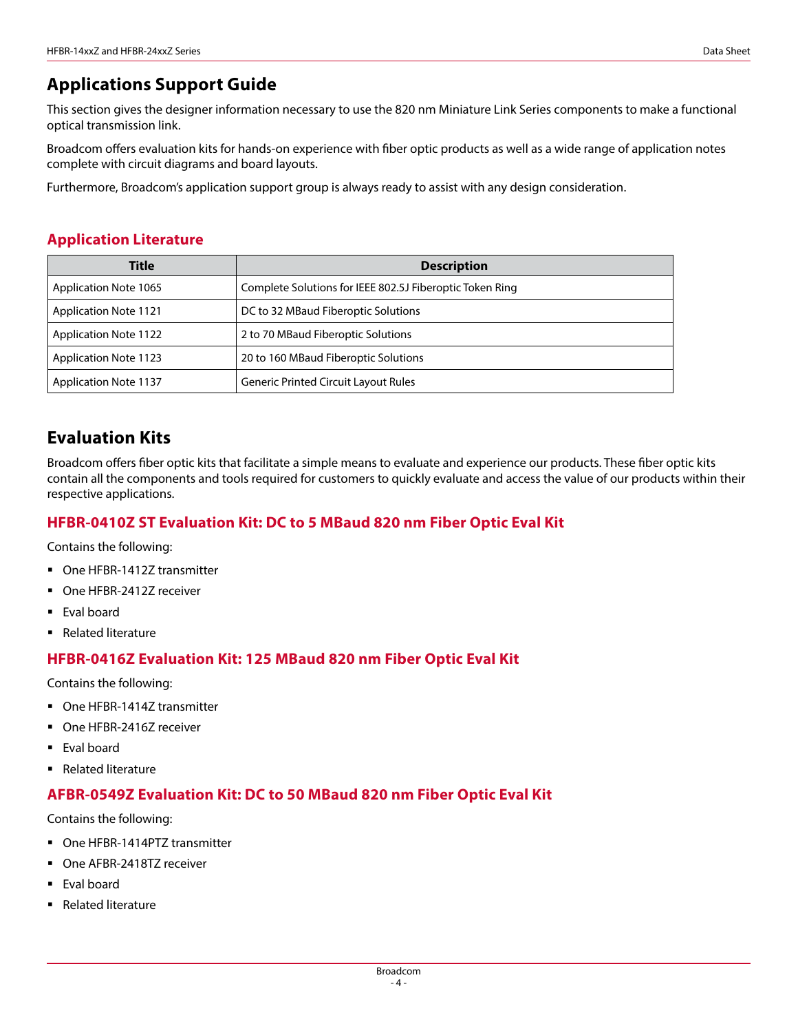## Applications Support Guide

This section gives the designer information necessary to use the 820 nm Miniature Link Series components to make a functional optical transmission link.

Broadcom offers evaluation kits for hands-on experience with fiber optic products as well as a wide range of application notes complete with circuit diagrams and board layouts.

Furthermore, Broadcom's application support group is always ready to assist with any design consideration.

### Application Literature

| Title | Description |
|---|---|
| Application Note 1065 | Complete Solutions for IEEE 802.5J Fiberoptic Token Ring |
| Application Note 1121 | DC to 32 MBaud Fiberoptic Solutions |
| Application Note 1122 | 2 to 70 MBaud Fiberoptic Solutions |
| Application Note 1123 | 20 to 160 MBaud Fiberoptic Solutions |
| Application Note 1137 | Generic Printed Circuit Layout Rules |

## Evaluation Kits

Broadcom offers fiber optic kits that facilitate a simple means to evaluate and experience our products. These fiber optic kits contain all the components and tools required for customers to quickly evaluate and access the value of our products within their respective applications.

### HFBR-0410Z ST Evaluation Kit: DC to 5 MBaud 820 nm Fiber Optic Eval Kit

Contains the following:

- One HFBR-1412Z transmitter
- One HFBR-2412Z receiver
- Eval board
- Related literature

### HFBR-0416Z Evaluation Kit: 125 MBaud 820 nm Fiber Optic Eval Kit

Contains the following:

- One HFBR-1414Z transmitter
- One HFBR-2416Z receiver
- Eval board
- Related literature

### AFBR-0549Z Evaluation Kit: DC to 50 MBaud 820 nm Fiber Optic Eval Kit

Contains the following:

- One HFBR-1414PTZ transmitter
- One AFBR-2418TZ receiver
- Eval board
- Related literature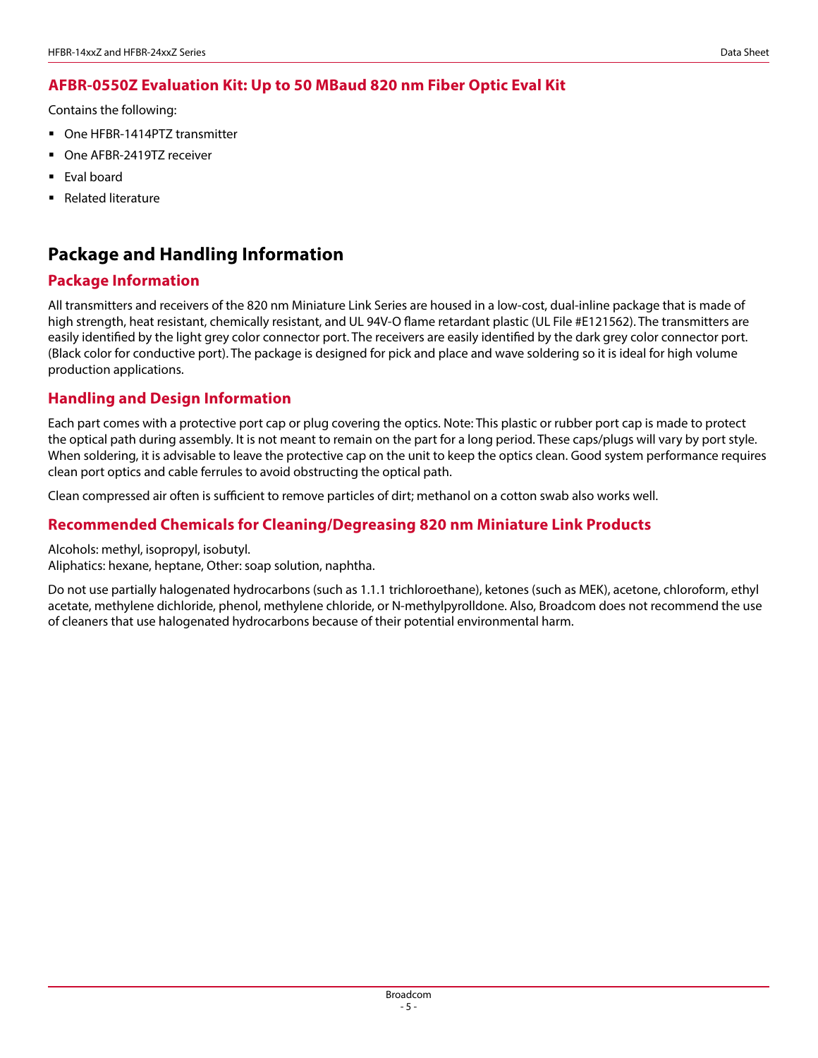### AFBR-0550Z Evaluation Kit: Up to 50 MBaud 820 nm Fiber Optic Eval Kit

Contains the following:

- One HFBR-1414PTZ transmitter
- One AFBR-2419TZ receiver
- Eval board
- Related literature

## Package and Handling Information

### Package Information

All transmitters and receivers of the 820 nm Miniature Link Series are housed in a low-cost, dual-inline package that is made of high strength, heat resistant, chemically resistant, and UL 94V-O flame retardant plastic (UL File #E121562). The transmitters are easily identified by the light grey color connector port. The receivers are easily identified by the dark grey color connector port. (Black color for conductive port). The package is designed for pick and place and wave soldering so it is ideal for high volume production applications.

### Handling and Design Information

Each part comes with a protective port cap or plug covering the optics. Note: This plastic or rubber port cap is made to protect the optical path during assembly. It is not meant to remain on the part for a long period. These caps/plugs will vary by port style. When soldering, it is advisable to leave the protective cap on the unit to keep the optics clean. Good system performance requires clean port optics and cable ferrules to avoid obstructing the optical path.

Clean compressed air often is sufficient to remove particles of dirt; methanol on a cotton swab also works well.

### Recommended Chemicals for Cleaning/Degreasing 820 nm Miniature Link Products

Alcohols: methyl, isopropyl, isobutyl.
Aliphatics: hexane, heptane, Other: soap solution, naphtha.

Do not use partially halogenated hydrocarbons (such as 1.1.1 trichloroethane), ketones (such as MEK), acetone, chloroform, ethyl acetate, methylene dichloride, phenol, methylene chloride, or N-methylpyrolldone. Also, Broadcom does not recommend the use of cleaners that use halogenated hydrocarbons because of their potential environmental harm.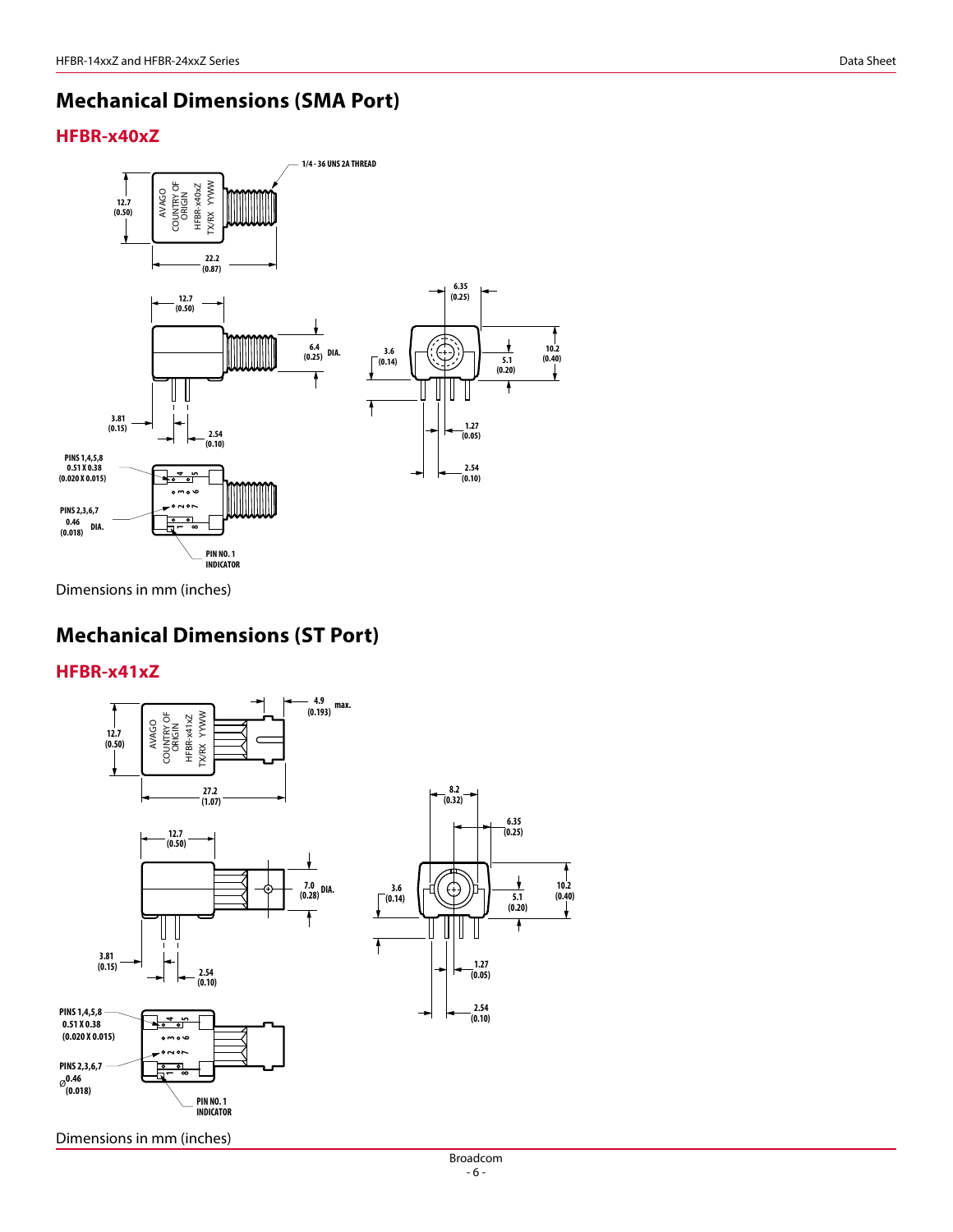# Mechanical Dimensions (SMA Port)

## HFBR-x40xZ

Dimensions in mm (inches)

# Mechanical Dimensions (ST Port)

## HFBR-x41xZ

Dimensions in mm (inches)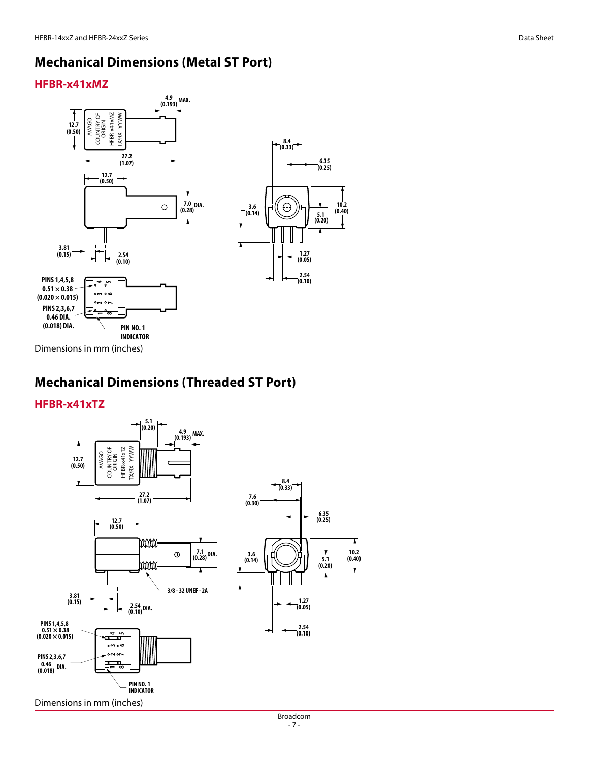# Mechanical Dimensions (Metal ST Port)

## HFBR-x41xMZ

Dimensions in mm (inches)

# Mechanical Dimensions (Threaded ST Port)

## HFBR-x41xTZ

Dimensions in mm (inches)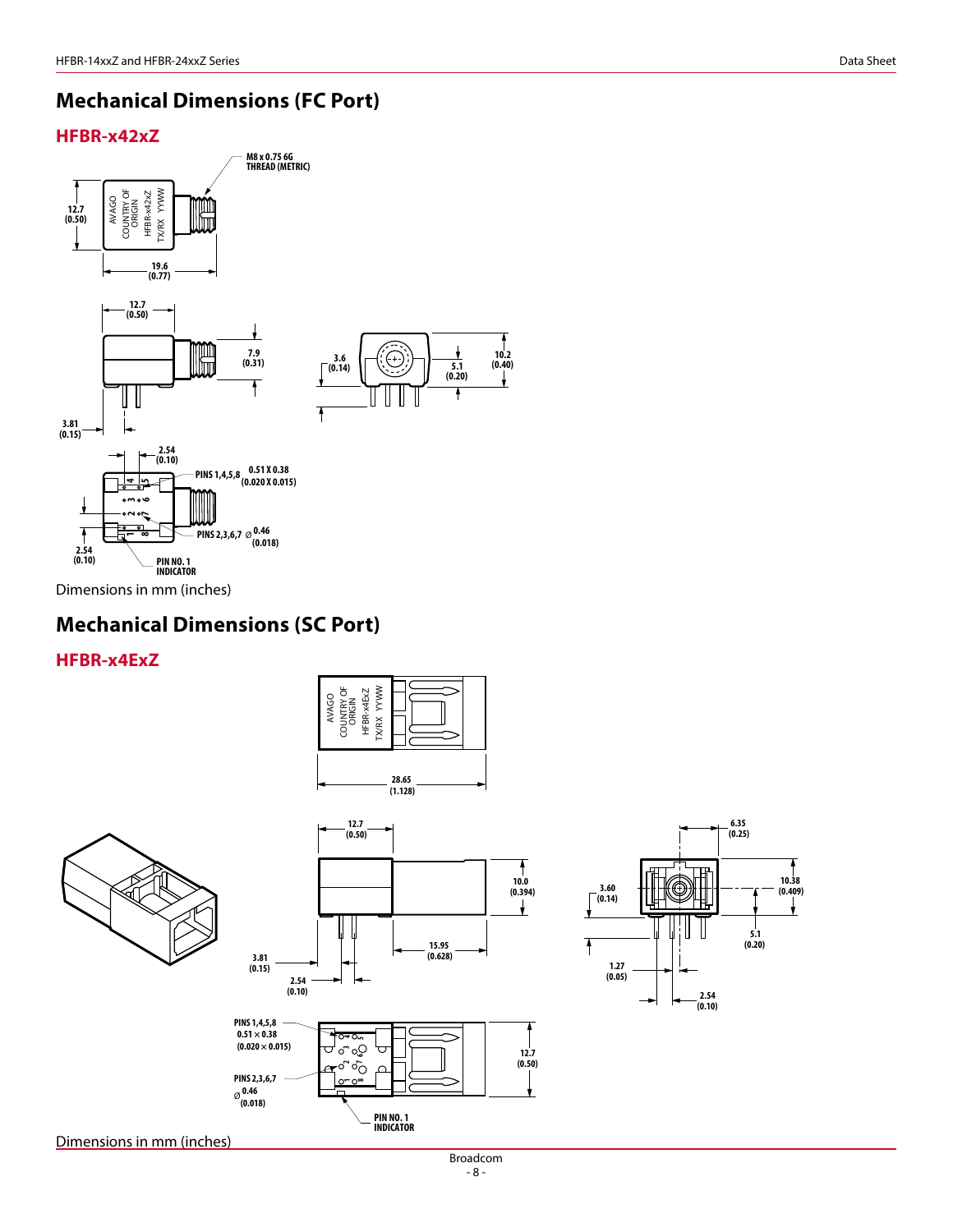# Mechanical Dimensions (FC Port)

## HFBR-x42xZ

Dimensions in mm (inches)

# Mechanical Dimensions (SC Port)

## HFBR-x4ExZ

Dimensions in mm (inches)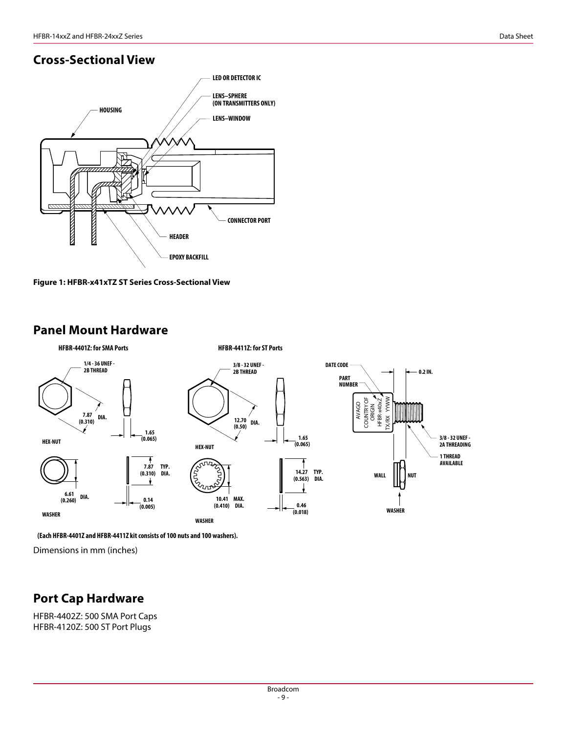## Cross-Sectional View

**Figure 1: HFBR-x41xTZ ST Series Cross-Sectional View**

## Panel Mount Hardware

**(Each HFBR-4401Z and HFBR-4411Z kit consists of 100 nuts and 100 washers).**

Dimensions in mm (inches)

## Port Cap Hardware

HFBR-4402Z: 500 SMA Port Caps
HFBR-4120Z: 500 ST Port Plugs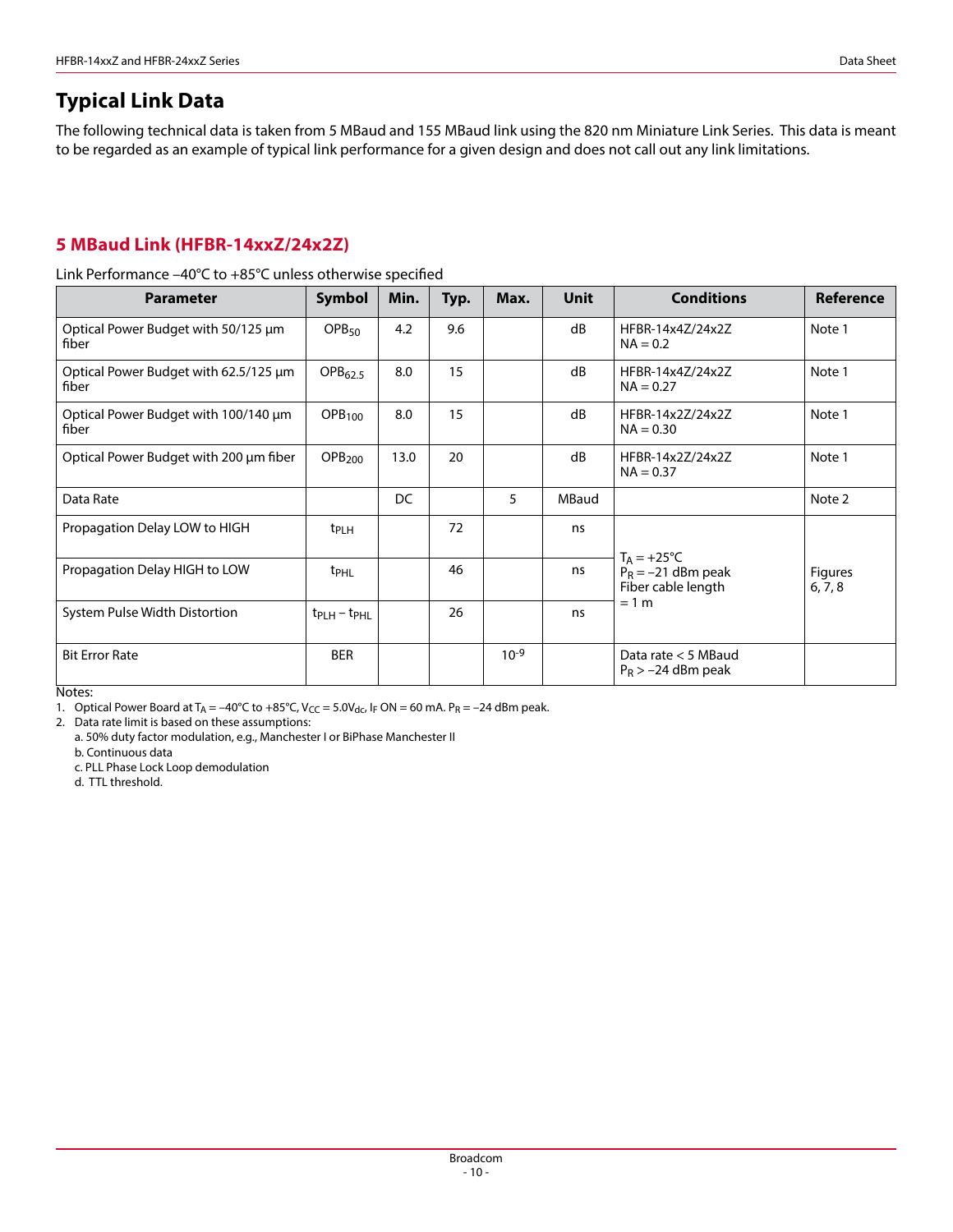# Typical Link Data

The following technical data is taken from 5 MBaud and 155 MBaud link using the 820 nm Miniature Link Series. This data is meant to be regarded as an example of typical link performance for a given design and does not call out any link limitations.

## 5 MBaud Link (HFBR-14xxZ/24x2Z)

Link Performance –40°C to +85°C unless otherwise specified

| Parameter | Symbol | Min. | Typ. | Max. | Unit | Conditions | Reference |
|---|---|---|---|---|---|---|---|
| Optical Power Budget with 50/125 µm fiber | $OPB_{50}$ | 4.2 | 9.6 | | dB | HFBR-14x4Z/24x2Z NA = 0.2 | Note 1 |
| Optical Power Budget with 62.5/125 µm fiber | $OPB_{62.5}$ | 8.0 | 15 | | dB | HFBR-14x4Z/24x2Z NA = 0.27 | Note 1 |
| Optical Power Budget with 100/140 µm fiber | $OPB_{100}$ | 8.0 | 15 | | dB | HFBR-14x2Z/24x2Z NA = 0.30 | Note 1 |
| Optical Power Budget with 200 µm fiber | $OPB_{200}$ | 13.0 | 20 | | dB | HFBR-14x2Z/24x2Z NA = 0.37 | Note 1 |
| Data Rate | | DC | | 5 | MBaud | | Note 2 |
| Propagation Delay LOW to HIGH | $t_{PLH}$ | | 72 | | ns | $T_A$ = +25°C $P_R$ = –21 dBm peak Fiber cable length = 1 m | Figures 6, 7, 8 |
| Propagation Delay HIGH to LOW | $t_{PHL}$ | | 46 | | ns | | |
| System Pulse Width Distortion | $t_{PLH} - t_{PHL}$ | | 26 | | ns | | |
| Bit Error Rate | BER | | | $10^{-9}$ | | Data rate < 5 MBaud $P_R$ > –24 dBm peak | |

Notes:

1. Optical Power Board at $T_A$ = –40°C to +85°C, $V_{CC}$ = 5.0$V_{dc}$, $I_F$ ON = 60 mA. $P_R$ = –24 dBm peak.
2. Data rate limit is based on these assumptions:
   a. 50% duty factor modulation, e.g., Manchester I or BiPhase Manchester II
   b. Continuous data
   c. PLL Phase Lock Loop demodulation
   d. TTL threshold.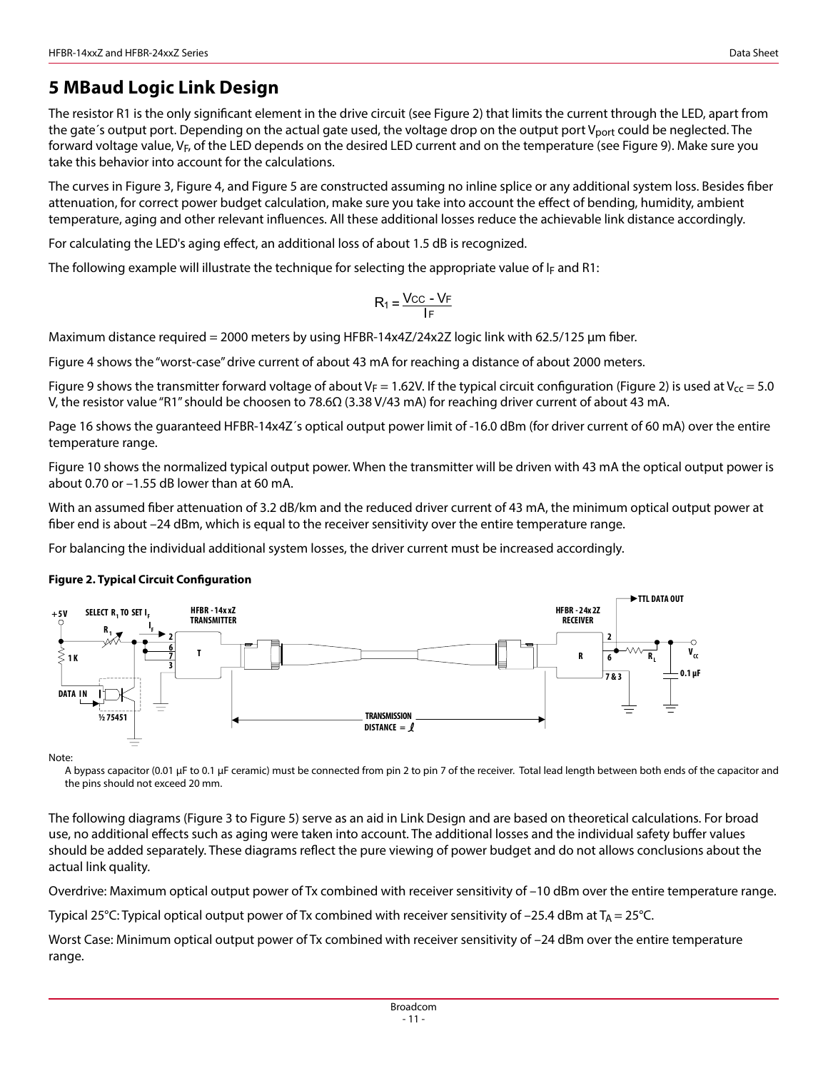## 5 MBaud Logic Link Design

The resistor R1 is the only significant element in the drive circuit (see Figure 2) that limits the current through the LED, apart from the gate´s output port. Depending on the actual gate used, the voltage drop on the output port $V_{port}$ could be neglected. The forward voltage value, $V_F$, of the LED depends on the desired LED current and on the temperature (see Figure 9). Make sure you take this behavior into account for the calculations.

The curves in Figure 3, Figure 4, and Figure 5 are constructed assuming no inline splice or any additional system loss. Besides fiber attenuation, for correct power budget calculation, make sure you take into account the effect of bending, humidity, ambient temperature, aging and other relevant influences. All these additional losses reduce the achievable link distance accordingly.

For calculating the LED's aging effect, an additional loss of about 1.5 dB is recognized.

The following example will illustrate the technique for selecting the appropriate value of $I_F$ and R1:

$$R_1 = \frac{V_{CC} - V_F}{I_F}$$

Maximum distance required = 2000 meters by using HFBR-14x4Z/24x2Z logic link with 62.5/125 µm fiber.

Figure 4 shows the "worst-case" drive current of about 43 mA for reaching a distance of about 2000 meters.

Figure 9 shows the transmitter forward voltage of about $V_F$ = 1.62V. If the typical circuit configuration (Figure 2) is used at $V_{CC}$ = 5.0 V, the resistor value "R1" should be choosen to 78.6Ω (3.38 V/43 mA) for reaching driver current of about 43 mA.

Page 16 shows the guaranteed HFBR-14x4Z´s optical output power limit of -16.0 dBm (for driver current of 60 mA) over the entire temperature range.

Figure 10 shows the normalized typical output power. When the transmitter will be driven with 43 mA the optical output power is about 0.70 or –1.55 dB lower than at 60 mA.

With an assumed fiber attenuation of 3.2 dB/km and the reduced driver current of 43 mA, the minimum optical output power at fiber end is about –24 dBm, which is equal to the receiver sensitivity over the entire temperature range.

For balancing the individual additional system losses, the driver current must be increased accordingly.

**Figure 2. Typical Circuit Configuration**

Note:

A bypass capacitor (0.01 µF to 0.1 µF ceramic) must be connected from pin 2 to pin 7 of the receiver. Total lead length between both ends of the capacitor and the pins should not exceed 20 mm.

The following diagrams (Figure 3 to Figure 5) serve as an aid in Link Design and are based on theoretical calculations. For broad use, no additional effects such as aging were taken into account. The additional losses and the individual safety buffer values should be added separately. These diagrams reflect the pure viewing of power budget and do not allows conclusions about the actual link quality.

Overdrive: Maximum optical output power of Tx combined with receiver sensitivity of –10 dBm over the entire temperature range.

Typical 25°C: Typical optical output power of Tx combined with receiver sensitivity of –25.4 dBm at $T_A$ = 25°C.

Worst Case: Minimum optical output power of Tx combined with receiver sensitivity of –24 dBm over the entire temperature range.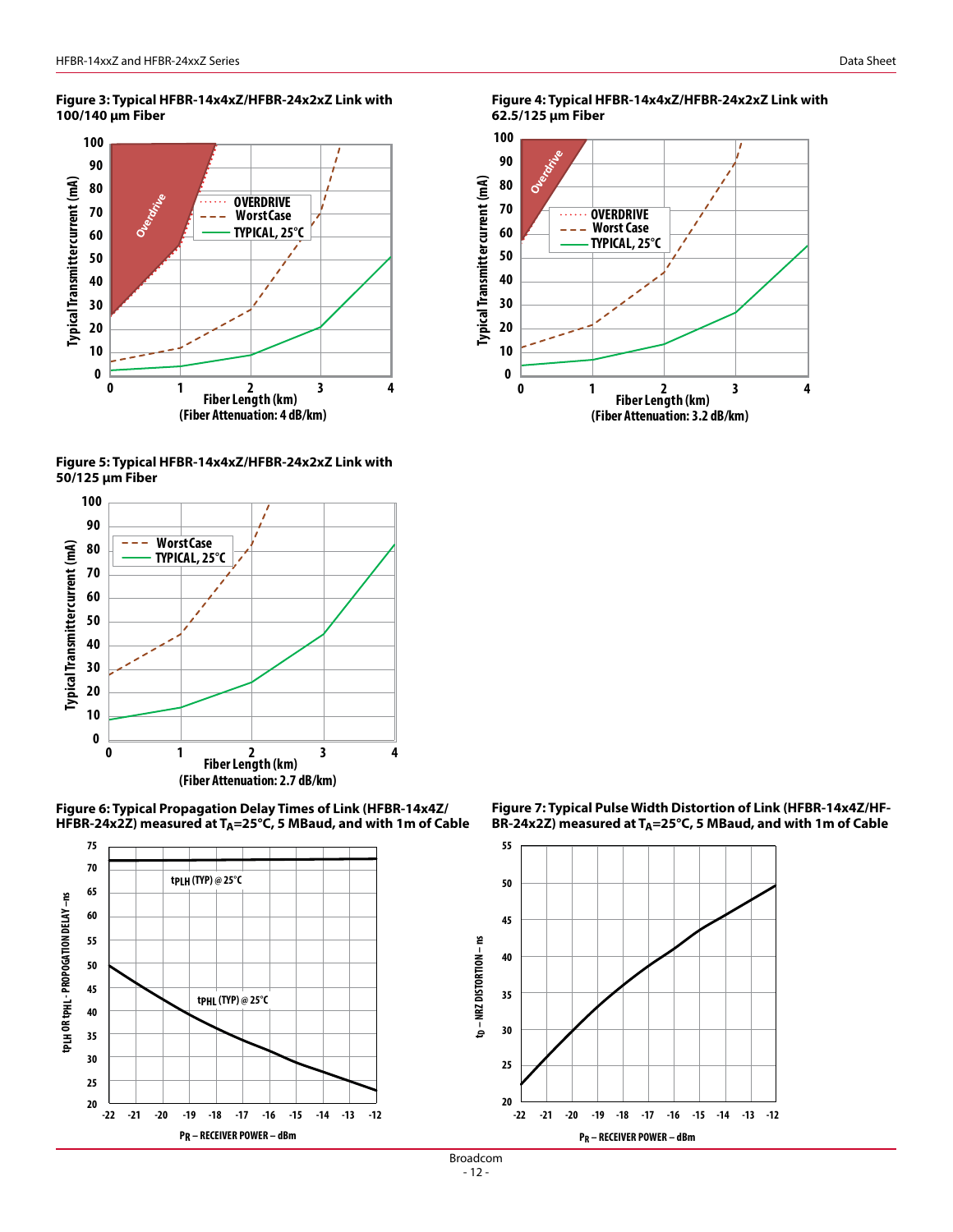**Figure 3: Typical HFBR-14x4xZ/HFBR-24x2xZ Link with 100/140 µm Fiber**

**Figure 4: Typical HFBR-14x4xZ/HFBR-24x2xZ Link with 62.5/125 µm Fiber**

**Figure 5: Typical HFBR-14x4xZ/HFBR-24x2xZ Link with 50/125 µm Fiber**

**Figure 6: Typical Propagation Delay Times of Link (HFBR-14x4Z/HFBR-24x2Z) measured at $T_A$=25°C, 5 MBaud, and with 1m of Cable**

**Figure 7: Typical Pulse Width Distortion of Link (HFBR-14x4Z/HFBR-24x2Z) measured at $T_A$=25°C, 5 MBaud, and with 1m of Cable**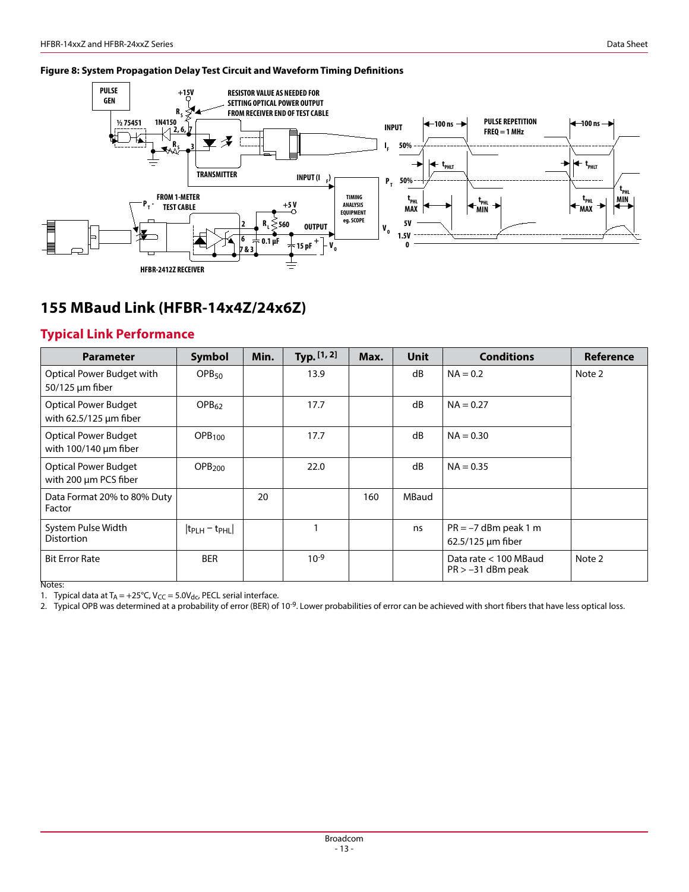**Figure 8: System Propagation Delay Test Circuit and Waveform Timing Definitions**

# 155 MBaud Link (HFBR-14x4Z/24x6Z)

## Typical Link Performance

| Parameter | Symbol | Min. | Typ. [1, 2] | Max. | Unit | Conditions | Reference |
|---|---|---|---|---|---|---|---|
| Optical Power Budget with 50/125 µm fiber | $OPB_{50}$ | | 13.9 | | dB | NA = 0.2 | Note 2 |
| Optical Power Budget with 62.5/125 µm fiber | $OPB_{62}$ | | 17.7 | | dB | NA = 0.27 | |
| Optical Power Budget with 100/140 µm fiber | $OPB_{100}$ | | 17.7 | | dB | NA = 0.30 | |
| Optical Power Budget with 200 µm PCS fiber | $OPB_{200}$ | | 22.0 | | dB | NA = 0.35 | |
| Data Format 20% to 80% Duty Factor | | 20 | | 160 | MBaud | | |
| System Pulse Width Distortion | $\lvert t_{PLH} - t_{PHL} \rvert$ | | 1 | | ns | PR = –7 dBm peak 1 m 62.5/125 µm fiber | |
| Bit Error Rate | BER | | $10^{-9}$ | | | Data rate < 100 MBaud PR > –31 dBm peak | Note 2 |

Notes:

1. Typical data at $T_A$ = +25°C, $V_{CC}$ = 5.0$V_{dc}$, PECL serial interface.
2. Typical OPB was determined at a probability of error (BER) of $10^{-9}$. Lower probabilities of error can be achieved with short fibers that have less optical loss.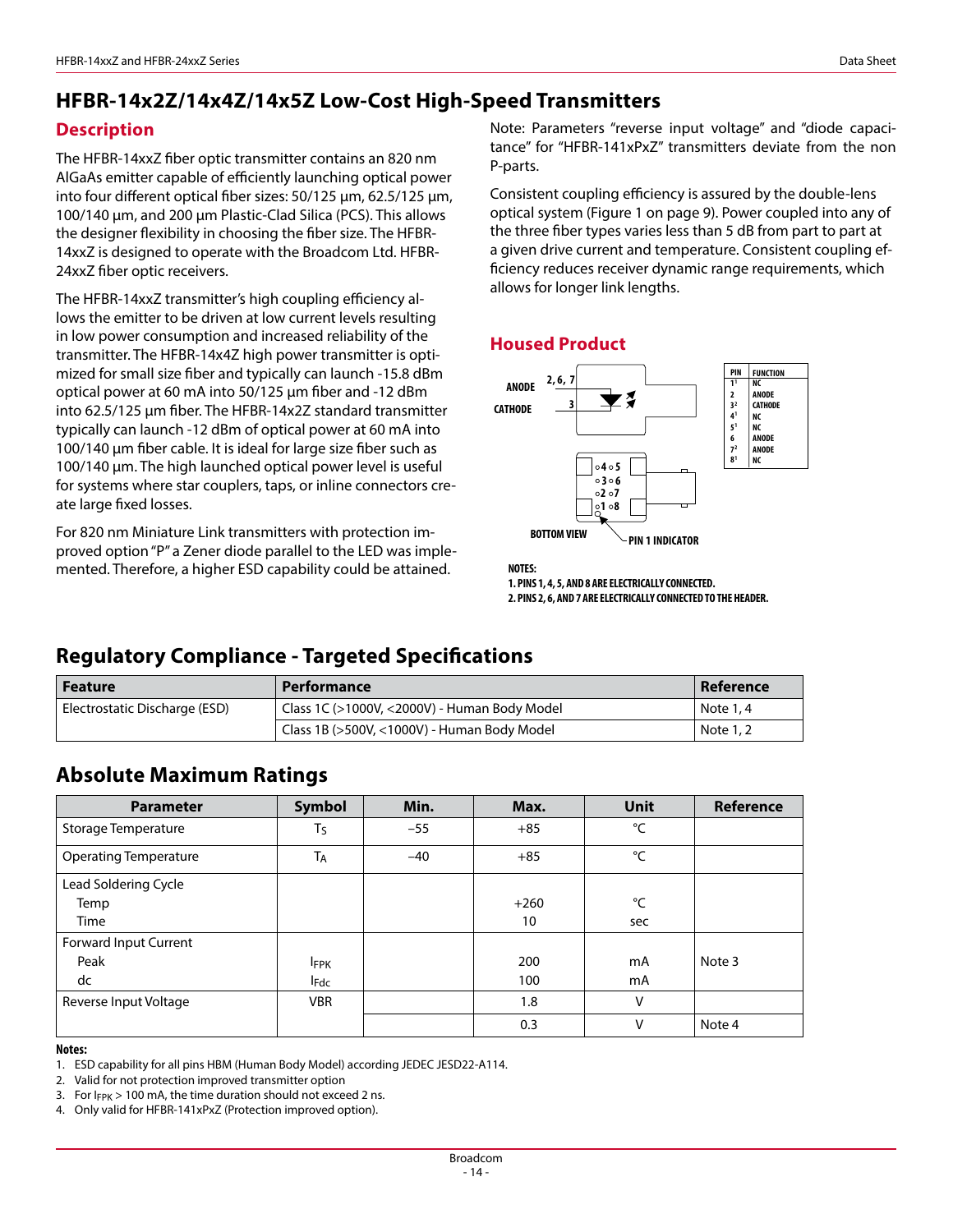# HFBR-14x2Z/14x4Z/14x5Z Low-Cost High-Speed Transmitters

## Description

The HFBR-14xxZ fiber optic transmitter contains an 820 nm AlGaAs emitter capable of efficiently launching optical power into four different optical fiber sizes: 50/125 µm, 62.5/125 µm, 100/140 µm, and 200 µm Plastic-Clad Silica (PCS). This allows the designer flexibility in choosing the fiber size. The HFBR-14xxZ is designed to operate with the Broadcom Ltd. HFBR-24xxZ fiber optic receivers.

The HFBR-14xxZ transmitter's high coupling efficiency allows the emitter to be driven at low current levels resulting in low power consumption and increased reliability of the transmitter. The HFBR-14x4Z high power transmitter is optimized for small size fiber and typically can launch -15.8 dBm optical power at 60 mA into 50/125 µm fiber and -12 dBm into 62.5/125 µm fiber. The HFBR-14x2Z standard transmitter typically can launch -12 dBm of optical power at 60 mA into 100/140 µm fiber cable. It is ideal for large size fiber such as 100/140 µm. The high launched optical power level is useful for systems where star couplers, taps, or inline connectors create large fixed losses.

For 820 nm Miniature Link transmitters with protection improved option "P" a Zener diode parallel to the LED was implemented. Therefore, a higher ESD capability could be attained.

Note: Parameters "reverse input voltage" and "diode capacitance" for "HFBR-141xPxZ" transmitters deviate from the non P-parts.

Consistent coupling efficiency is assured by the double-lens optical system (Figure 1 on page 9). Power coupled into any of the three fiber types varies less than 5 dB from part to part at a given drive current and temperature. Consistent coupling efficiency reduces receiver dynamic range requirements, which allows for longer link lengths.

## Housed Product

ANODE 2, 6, 7
CATHODE 3

BOTTOM VIEW — PIN 1 INDICATOR

| PIN | FUNCTION |
|---|---|
| 1[1] | NC |
| 2 | ANODE |
| 3[2] | CATHODE |
| 4[1] | NC |
| 5[1] | NC |
| 6 | ANODE |
| 7[2] | ANODE |
| 8[1] | NC |

NOTES:
1. PINS 1, 4, 5, AND 8 ARE ELECTRICALLY CONNECTED.
2. PINS 2, 6, AND 7 ARE ELECTRICALLY CONNECTED TO THE HEADER.

## Regulatory Compliance - Targeted Specifications

| Feature | Performance | Reference |
|---|---|---|
| Electrostatic Discharge (ESD) | Class 1C (>1000V, <2000V) - Human Body Model | Note 1, 4 |
| | Class 1B (>500V, <1000V) - Human Body Model | Note 1, 2 |

## Absolute Maximum Ratings

| Parameter | Symbol | Min. | Max. | Unit | Reference |
|---|---|---|---|---|---|
| Storage Temperature | $T_S$ | –55 | +85 | °C | |
| Operating Temperature | $T_A$ | –40 | +85 | °C | |
| Lead Soldering Cycle | | | | | |
| Temp | | | +260 | °C | |
| Time | | | 10 | sec | |
| Forward Input Current | | | | | |
| Peak | $I_{FPK}$ | | 200 | mA | Note 3 |
| dc | $I_{Fdc}$ | | 100 | mA | |
| Reverse Input Voltage | VBR | | 1.8 | V | |
| | | | 0.3 | V | Note 4 |

**Notes:**

1. ESD capability for all pins HBM (Human Body Model) according JEDEC JESD22-A114.
2. Valid for not protection improved transmitter option
3. For $I_{FPK}$ > 100 mA, the time duration should not exceed 2 ns.
4. Only valid for HFBR-141xPxZ (Protection improved option).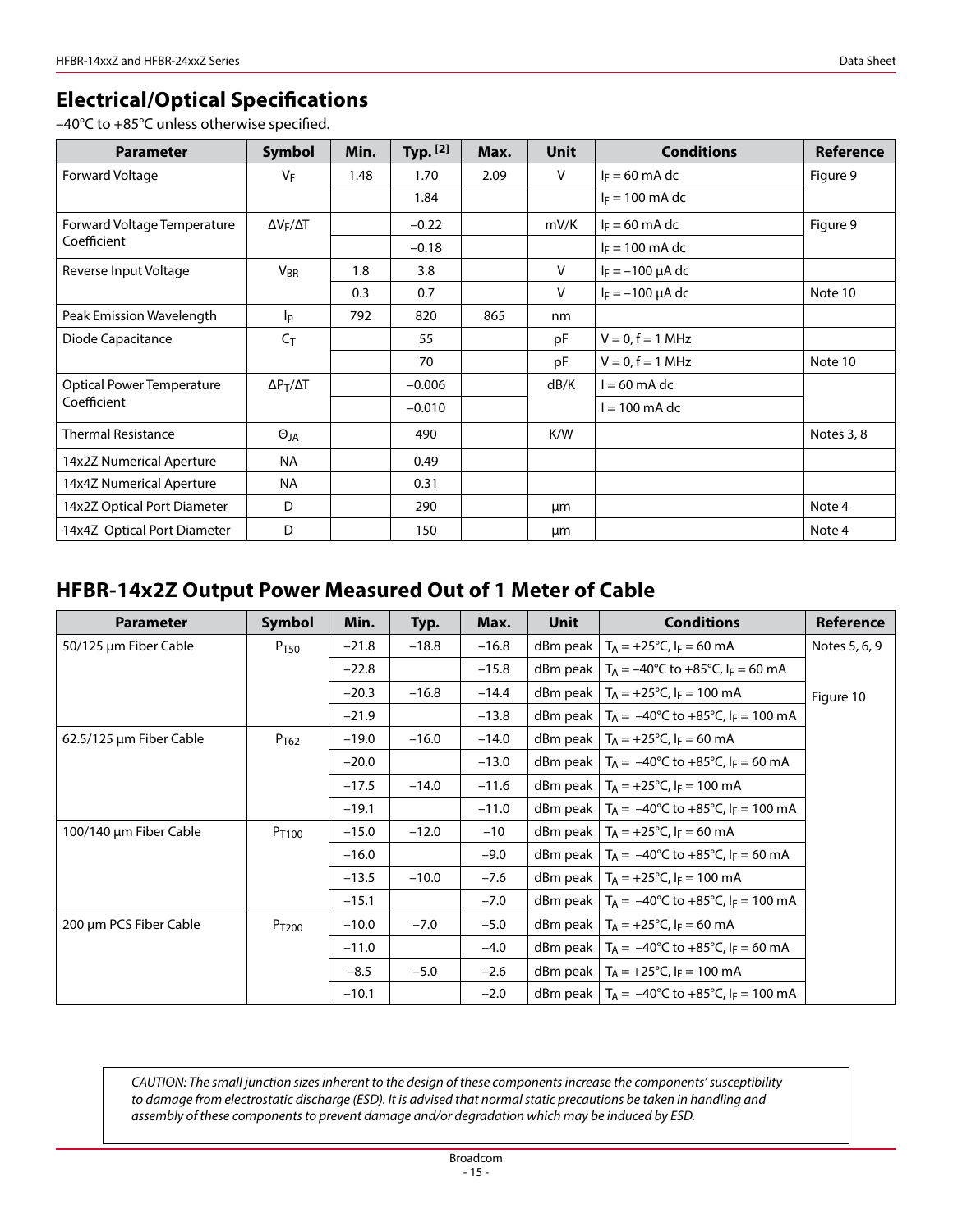## Electrical/Optical Specifications

–40°C to +85°C unless otherwise specified.

| Parameter | Symbol | Min. | Typ. [2] | Max. | Unit | Conditions | Reference |
|---|---|---|---|---|---|---|---|
| Forward Voltage | $V_F$ | 1.48 | 1.70 | 2.09 | V | $I_F$ = 60 mA dc | Figure 9 |
| | | | 1.84 | | | $I_F$ = 100 mA dc | |
| Forward Voltage Temperature Coefficient | $\Delta V_F/\Delta T$ | | –0.22 | | mV/K | $I_F$ = 60 mA dc | Figure 9 |
| | | | –0.18 | | | $I_F$ = 100 mA dc | |
| Reverse Input Voltage | $V_{BR}$ | 1.8 | 3.8 | | V | $I_F$ = –100 µA dc | |
| | | 0.3 | 0.7 | | V | $I_F$ = –100 µA dc | Note 10 |
| Peak Emission Wavelength | $l_P$ | 792 | 820 | 865 | nm | | |
| Diode Capacitance | $C_T$ | | 55 | | pF | V = 0, f = 1 MHz | |
| | | | 70 | | pF | V = 0, f = 1 MHz | Note 10 |
| Optical Power Temperature Coefficient | $\Delta P_T/\Delta T$ | | –0.006 | | dB/K | I = 60 mA dc | |
| | | | –0.010 | | | I = 100 mA dc | |
| Thermal Resistance | $\Theta_{JA}$ | | 490 | | K/W | | Notes 3, 8 |
| 14x2Z Numerical Aperture | NA | | 0.49 | | | | |
| 14x4Z Numerical Aperture | NA | | 0.31 | | | | |
| 14x2Z Optical Port Diameter | D | | 290 | | µm | | Note 4 |
| 14x4Z Optical Port Diameter | D | | 150 | | µm | | Note 4 |

## HFBR-14x2Z Output Power Measured Out of 1 Meter of Cable

| Parameter | Symbol | Min. | Typ. | Max. | Unit | Conditions | Reference |
|---|---|---|---|---|---|---|---|
| 50/125 µm Fiber Cable | $P_{T50}$ | –21.8 | –18.8 | –16.8 | dBm peak | $T_A$ = +25°C, $I_F$ = 60 mA | Notes 5, 6, 9 |
| | | –22.8 | | –15.8 | dBm peak | $T_A$ = –40°C to +85°C, $I_F$ = 60 mA | |
| | | –20.3 | –16.8 | –14.4 | dBm peak | $T_A$ = +25°C, $I_F$ = 100 mA | Figure 10 |
| | | –21.9 | | –13.8 | dBm peak | $T_A$ = –40°C to +85°C, $I_F$ = 100 mA | |
| 62.5/125 µm Fiber Cable | $P_{T62}$ | –19.0 | –16.0 | –14.0 | dBm peak | $T_A$ = +25°C, $I_F$ = 60 mA | |
| | | –20.0 | | –13.0 | dBm peak | $T_A$ = –40°C to +85°C, $I_F$ = 60 mA | |
| | | –17.5 | –14.0 | –11.6 | dBm peak | $T_A$ = +25°C, $I_F$ = 100 mA | |
| | | –19.1 | | –11.0 | dBm peak | $T_A$ = –40°C to +85°C, $I_F$ = 100 mA | |
| 100/140 µm Fiber Cable | $P_{T100}$ | –15.0 | –12.0 | –10 | dBm peak | $T_A$ = +25°C, $I_F$ = 60 mA | |
| | | –16.0 | | –9.0 | dBm peak | $T_A$ = –40°C to +85°C, $I_F$ = 60 mA | |
| | | –13.5 | –10.0 | –7.6 | dBm peak | $T_A$ = +25°C, $I_F$ = 100 mA | |
| | | –15.1 | | –7.0 | dBm peak | $T_A$ = –40°C to +85°C, $I_F$ = 100 mA | |
| 200 µm PCS Fiber Cable | $P_{T200}$ | –10.0 | –7.0 | –5.0 | dBm peak | $T_A$ = +25°C, $I_F$ = 60 mA | |
| | | –11.0 | | –4.0 | dBm peak | $T_A$ = –40°C to +85°C, $I_F$ = 60 mA | |
| | | –8.5 | –5.0 | –2.6 | dBm peak | $T_A$ = +25°C, $I_F$ = 100 mA | |
| | | –10.1 | | –2.0 | dBm peak | $T_A$ = –40°C to +85°C, $I_F$ = 100 mA | |

*CAUTION: The small junction sizes inherent to the design of these components increase the components' susceptibility to damage from electrostatic discharge (ESD). It is advised that normal static precautions be taken in handling and assembly of these components to prevent damage and/or degradation which may be induced by ESD.*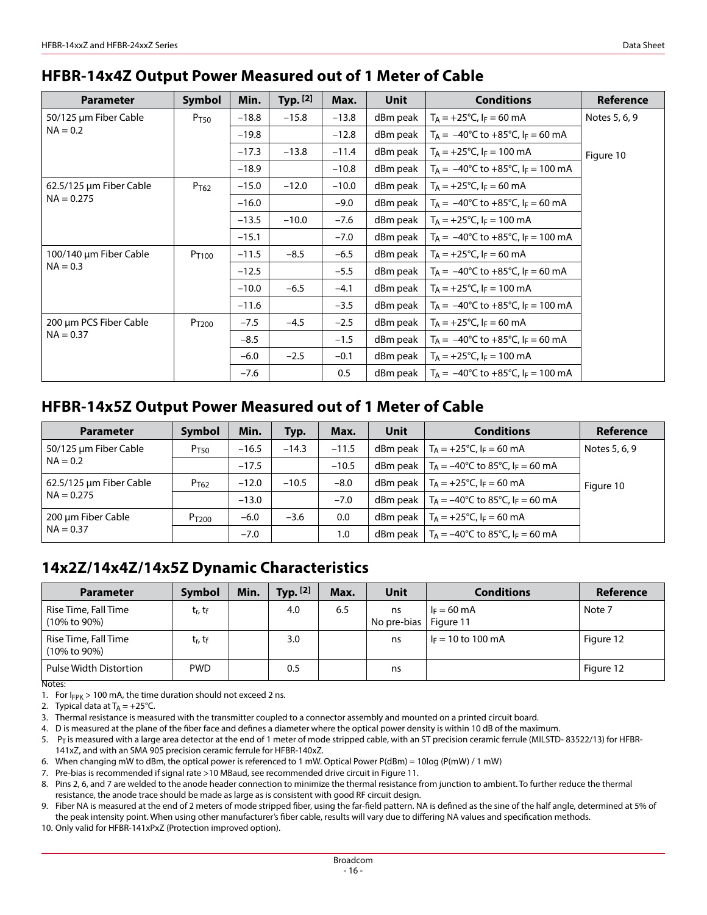## HFBR-14x4Z Output Power Measured out of 1 Meter of Cable

| Parameter | Symbol | Min. | Typ. [2] | Max. | Unit | Conditions | Reference |
|---|---|---|---|---|---|---|---|
| 50/125 µm Fiber Cable NA = 0.2 | $P_{T50}$ | −18.8 | −15.8 | −13.8 | dBm peak | $T_A$ = +25°C, $I_F$ = 60 mA | Notes 5, 6, 9 |
| | | −19.8 | | −12.8 | dBm peak | $T_A$ = −40°C to +85°C, $I_F$ = 60 mA | |
| | | −17.3 | −13.8 | −11.4 | dBm peak | $T_A$ = +25°C, $I_F$ = 100 mA | Figure 10 |
| | | −18.9 | | −10.8 | dBm peak | $T_A$ = −40°C to +85°C, $I_F$ = 100 mA | |
| 62.5/125 µm Fiber Cable NA = 0.275 | $P_{T62}$ | −15.0 | −12.0 | −10.0 | dBm peak | $T_A$ = +25°C, $I_F$ = 60 mA | |
| | | −16.0 | | −9.0 | dBm peak | $T_A$ = −40°C to +85°C, $I_F$ = 60 mA | |
| | | −13.5 | −10.0 | −7.6 | dBm peak | $T_A$ = +25°C, $I_F$ = 100 mA | |
| | | −15.1 | | −7.0 | dBm peak | $T_A$ = −40°C to +85°C, $I_F$ = 100 mA | |
| 100/140 µm Fiber Cable NA = 0.3 | $P_{T100}$ | −11.5 | −8.5 | −6.5 | dBm peak | $T_A$ = +25°C, $I_F$ = 60 mA | |
| | | −12.5 | | −5.5 | dBm peak | $T_A$ = −40°C to +85°C, $I_F$ = 60 mA | |
| | | −10.0 | −6.5 | −4.1 | dBm peak | $T_A$ = +25°C, $I_F$ = 100 mA | |
| | | −11.6 | | −3.5 | dBm peak | $T_A$ = −40°C to +85°C, $I_F$ = 100 mA | |
| 200 µm PCS Fiber Cable NA = 0.37 | $P_{T200}$ | −7.5 | −4.5 | −2.5 | dBm peak | $T_A$ = +25°C, $I_F$ = 60 mA | |
| | | −8.5 | | −1.5 | dBm peak | $T_A$ = −40°C to +85°C, $I_F$ = 60 mA | |
| | | −6.0 | −2.5 | −0.1 | dBm peak | $T_A$ = +25°C, $I_F$ = 100 mA | |
| | | −7.6 | | 0.5 | dBm peak | $T_A$ = −40°C to +85°C, $I_F$ = 100 mA | |

## HFBR-14x5Z Output Power Measured out of 1 Meter of Cable

| Parameter | Symbol | Min. | Typ. | Max. | Unit | Conditions | Reference |
|---|---|---|---|---|---|---|---|
| 50/125 µm Fiber Cable NA = 0.2 | $P_{T50}$ | −16.5 | −14.3 | −11.5 | dBm peak | $T_A$ = +25°C, $I_F$ = 60 mA | Notes 5, 6, 9 |
| | | −17.5 | | −10.5 | dBm peak | $T_A$ = −40°C to 85°C, $I_F$ = 60 mA | |
| 62.5/125 µm Fiber Cable NA = 0.275 | $P_{T62}$ | −12.0 | −10.5 | −8.0 | dBm peak | $T_A$ = +25°C, $I_F$ = 60 mA | Figure 10 |
| | | −13.0 | | −7.0 | dBm peak | $T_A$ = −40°C to 85°C, $I_F$ = 60 mA | |
| 200 µm Fiber Cable NA = 0.37 | $P_{T200}$ | −6.0 | −3.6 | 0.0 | dBm peak | $T_A$ = +25°C, $I_F$ = 60 mA | |
| | | −7.0 | | 1.0 | dBm peak | $T_A$ = −40°C to 85°C, $I_F$ = 60 mA | |

## 14x2Z/14x4Z/14x5Z Dynamic Characteristics

| Parameter | Symbol | Min. | Typ. [2] | Max. | Unit | Conditions | Reference |
|---|---|---|---|---|---|---|---|
| Rise Time, Fall Time (10% to 90%) | $t_r$, $t_f$ | | 4.0 | 6.5 | ns No pre-bias | $I_F$ = 60 mA Figure 11 | Note 7 |
| Rise Time, Fall Time (10% to 90%) | $t_r$, $t_f$ | | 3.0 | | ns | $I_F$ = 10 to 100 mA | Figure 12 |
| Pulse Width Distortion | PWD | | 0.5 | | ns | | Figure 12 |

Notes:

1. For $I_{FPK}$ > 100 mA, the time duration should not exceed 2 ns.
2. Typical data at $T_A$ = +25°C.
3. Thermal resistance is measured with the transmitter coupled to a connector assembly and mounted on a printed circuit board.
4. D is measured at the plane of the fiber face and defines a diameter where the optical power density is within 10 dB of the maximum.
5. $P_T$ is measured with a large area detector at the end of 1 meter of mode stripped cable, with an ST precision ceramic ferrule (MILSTD- 83522/13) for HFBR-141xZ, and with an SMA 905 precision ceramic ferrule for HFBR-140xZ.
6. When changing mW to dBm, the optical power is referenced to 1 mW. Optical Power P(dBm) = 10log (P(mW) / 1 mW)
7. Pre-bias is recommended if signal rate >10 MBaud, see recommended drive circuit in Figure 11.
8. Pins 2, 6, and 7 are welded to the anode header connection to minimize the thermal resistance from junction to ambient. To further reduce the thermal resistance, the anode trace should be made as large as is consistent with good RF circuit design.
9. Fiber NA is measured at the end of 2 meters of mode stripped fiber, using the far-field pattern. NA is defined as the sine of the half angle, determined at 5% of the peak intensity point. When using other manufacturer's fiber cable, results will vary due to differing NA values and specification methods.
10. Only valid for HFBR-141xPxZ (Protection improved option).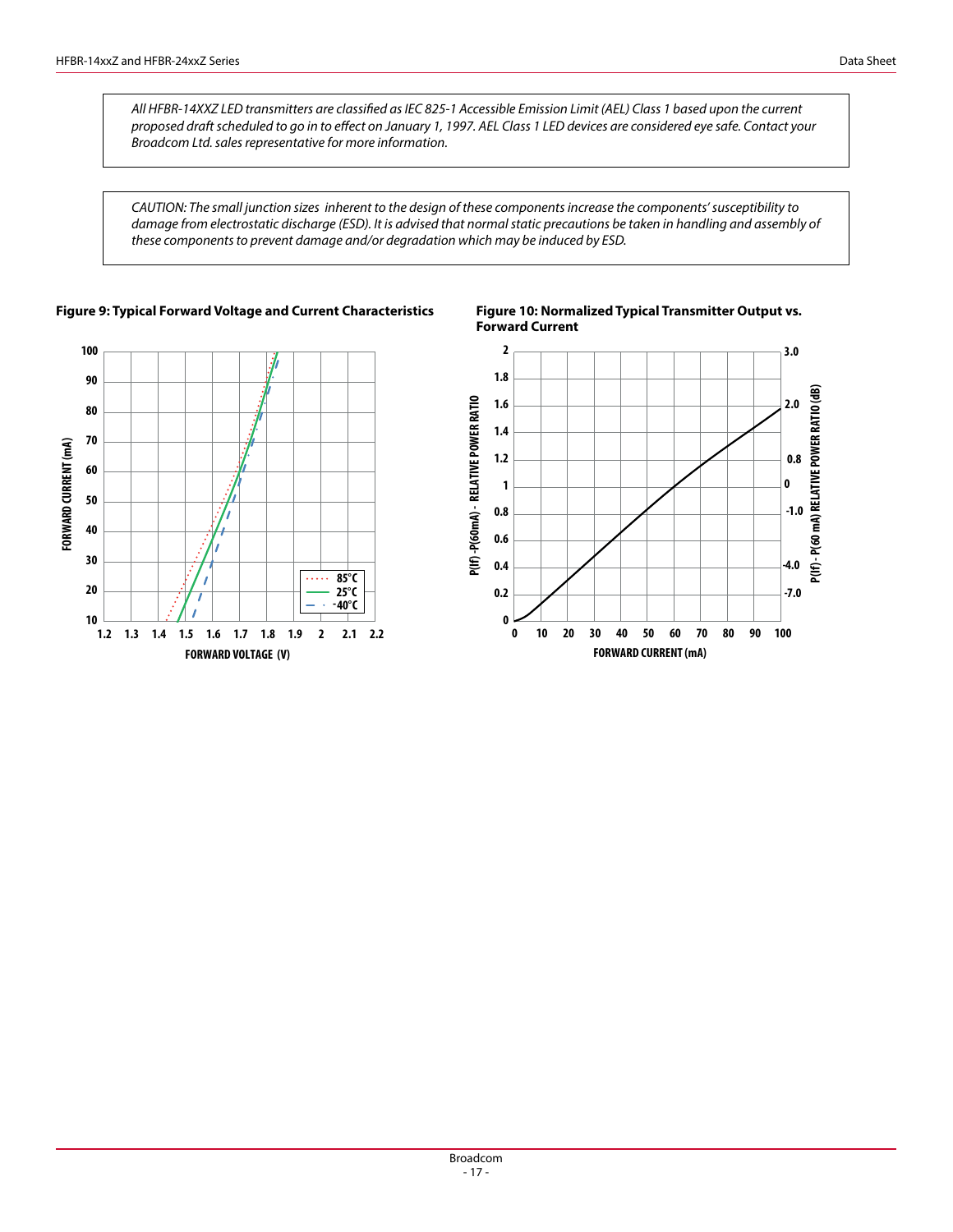*All HFBR-14XXZ LED transmitters are classified as IEC 825-1 Accessible Emission Limit (AEL) Class 1 based upon the current proposed draft scheduled to go in to effect on January 1, 1997. AEL Class 1 LED devices are considered eye safe. Contact your Broadcom Ltd. sales representative for more information.*

*CAUTION: The small junction sizes inherent to the design of these components increase the components' susceptibility to damage from electrostatic discharge (ESD). It is advised that normal static precautions be taken in handling and assembly of these components to prevent damage and/or degradation which may be induced by ESD.*

**Figure 9: Typical Forward Voltage and Current Characteristics**

**Figure 10: Normalized Typical Transmitter Output vs. Forward Current**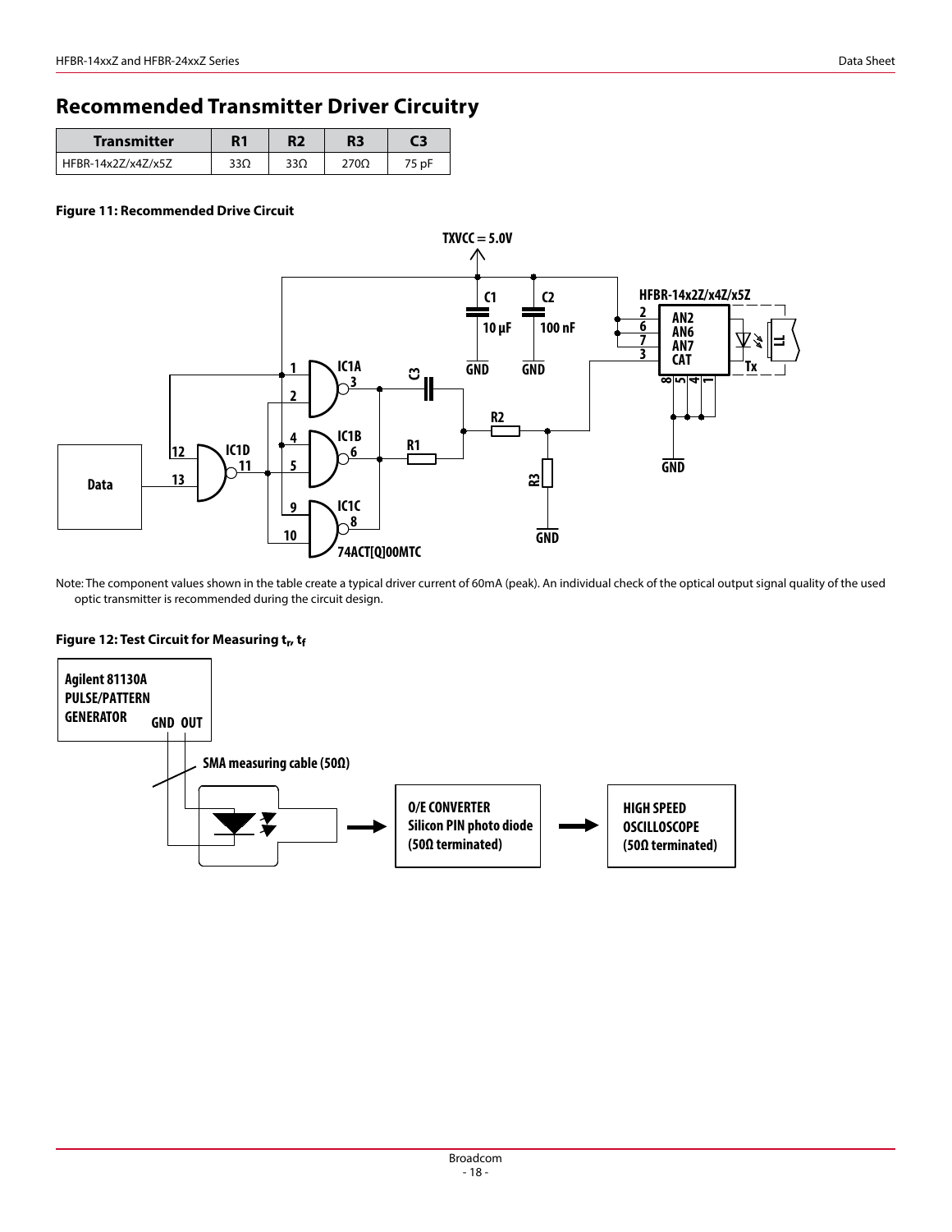## Recommended Transmitter Driver Circuitry

| Transmitter | R1 | R2 | R3 | C3 |
|---|---|---|---|---|
| HFBR-14x2Z/x4Z/x5Z | 33Ω | 33Ω | 270Ω | 75 pF |

**Figure 11: Recommended Drive Circuit**

Note: The component values shown in the table create a typical driver current of 60mA (peak). An individual check of the optical output signal quality of the used optic transmitter is recommended during the circuit design.

**Figure 12: Test Circuit for Measuring $t_r$, $t_f$**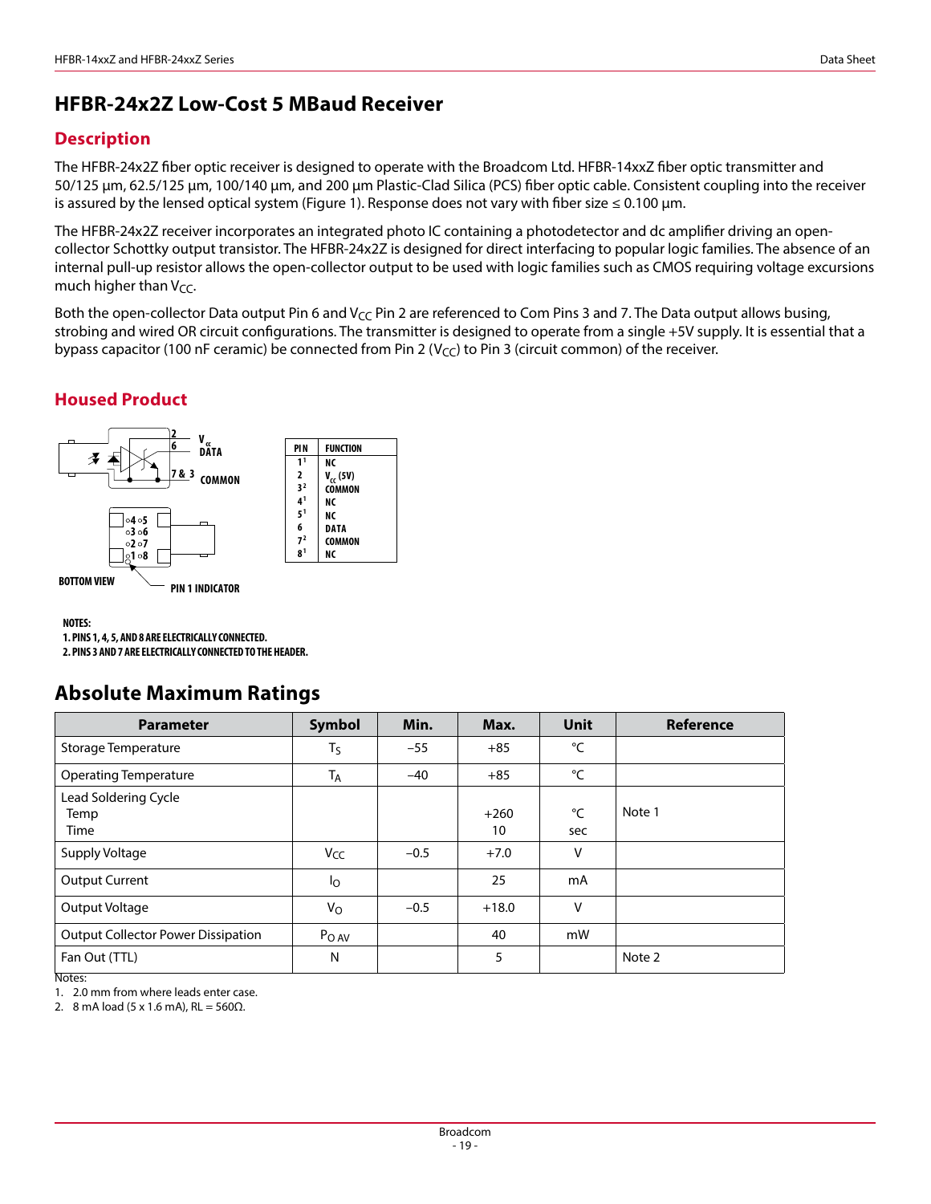# HFBR-24x2Z Low-Cost 5 MBaud Receiver

## Description

The HFBR-24x2Z fiber optic receiver is designed to operate with the Broadcom Ltd. HFBR-14xxZ fiber optic transmitter and 50/125 µm, 62.5/125 µm, 100/140 µm, and 200 µm Plastic-Clad Silica (PCS) fiber optic cable. Consistent coupling into the receiver is assured by the lensed optical system (Figure 1). Response does not vary with fiber size ≤ 0.100 µm.

The HFBR-24x2Z receiver incorporates an integrated photo IC containing a photodetector and dc amplifier driving an open-collector Schottky output transistor. The HFBR-24x2Z is designed for direct interfacing to popular logic families. The absence of an internal pull-up resistor allows the open-collector output to be used with logic families such as CMOS requiring voltage excursions much higher than $V_{CC}$.

Both the open-collector Data output Pin 6 and $V_{CC}$ Pin 2 are referenced to Com Pins 3 and 7. The Data output allows busing, strobing and wired OR circuit configurations. The transmitter is designed to operate from a single +5V supply. It is essential that a bypass capacitor (100 nF ceramic) be connected from Pin 2 ($V_{CC}$) to Pin 3 (circuit common) of the receiver.

## Housed Product

2 $V_{CC}$
6 DATA
7 & 3 COMMON

BOTTOM VIEW
PIN 1 INDICATOR

| PIN | FUNCTION |
|---|---|
| 1[1] | NC |
| 2 | $V_{CC}$ (5V) |
| 3[2] | COMMON |
| 4[1] | NC |
| 5[1] | NC |
| 6 | DATA |
| 7[2] | COMMON |
| 8[1] | NC |

NOTES:
1. PINS 1, 4, 5, AND 8 ARE ELECTRICALLY CONNECTED.
2. PINS 3 AND 7 ARE ELECTRICALLY CONNECTED TO THE HEADER.

# Absolute Maximum Ratings

| Parameter | Symbol | Min. | Max. | Unit | Reference |
|---|---|---|---|---|---|
| Storage Temperature | $T_S$ | –55 | +85 | °C | |
| Operating Temperature | $T_A$ | –40 | +85 | °C | |
| Lead Soldering Cycle<br>Temp<br>Time | | | +260<br>10 | °C<br>sec | Note 1 |
| Supply Voltage | $V_{CC}$ | –0.5 | +7.0 | V | |
| Output Current | $I_O$ | | 25 | mA | |
| Output Voltage | $V_O$ | –0.5 | +18.0 | V | |
| Output Collector Power Dissipation | $P_{O\ AV}$ | | 40 | mW | |
| Fan Out (TTL) | N | | 5 | | Note 2 |

Notes:
1. 2.0 mm from where leads enter case.
2. 8 mA load (5 x 1.6 mA), RL = 560Ω.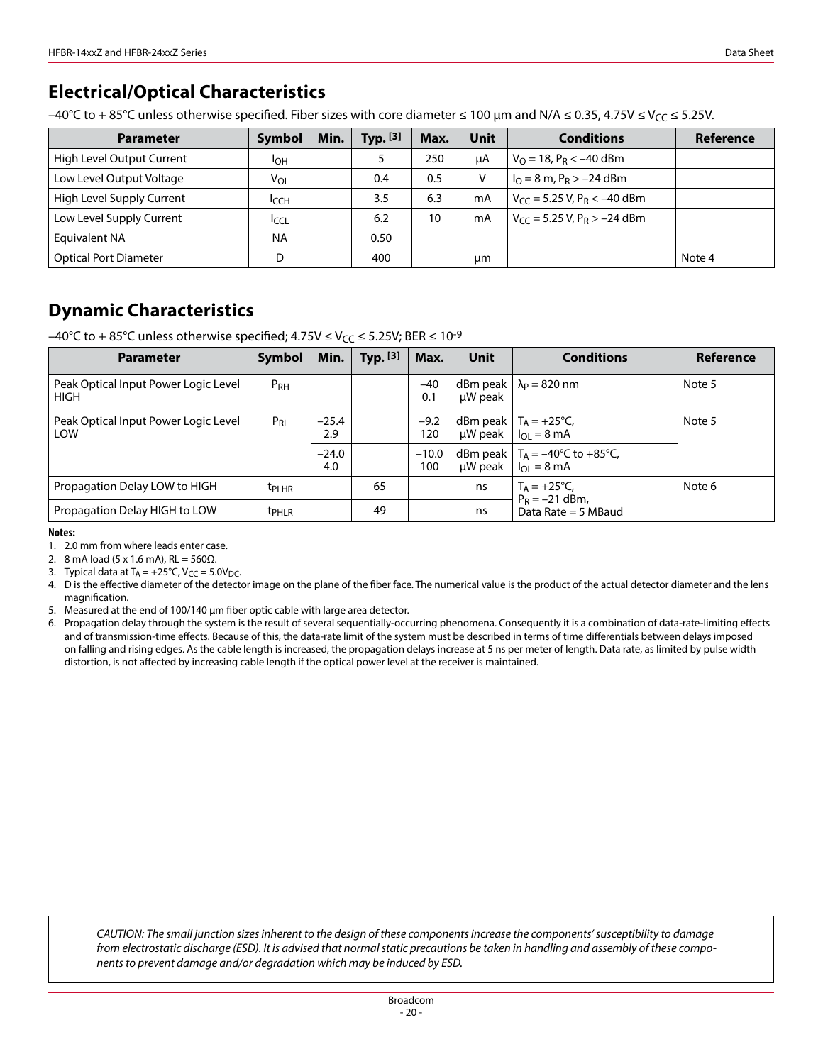## Electrical/Optical Characteristics

–40°C to + 85°C unless otherwise specified. Fiber sizes with core diameter ≤ 100 µm and N/A ≤ 0.35, 4.75V ≤ $V_{CC}$ ≤ 5.25V.

| Parameter | Symbol | Min. | Typ. [3] | Max. | Unit | Conditions | Reference |
|---|---|---|---|---|---|---|---|
| High Level Output Current | $I_{OH}$ | | 5 | 250 | µA | $V_O$ = 18, $P_R$ < –40 dBm | |
| Low Level Output Voltage | $V_{OL}$ | | 0.4 | 0.5 | V | $I_O$ = 8 m, $P_R$ > –24 dBm | |
| High Level Supply Current | $I_{CCH}$ | | 3.5 | 6.3 | mA | $V_{CC}$ = 5.25 V, $P_R$ < –40 dBm | |
| Low Level Supply Current | $I_{CCL}$ | | 6.2 | 10 | mA | $V_{CC}$ = 5.25 V, $P_R$ > –24 dBm | |
| Equivalent NA | NA | | 0.50 | | | | |
| Optical Port Diameter | D | | 400 | | µm | | Note 4 |

## Dynamic Characteristics

–40°C to + 85°C unless otherwise specified; 4.75V ≤ $V_{CC}$ ≤ 5.25V; BER ≤ $10^{-9}$

| Parameter | Symbol | Min. | Typ. [3] | Max. | Unit | Conditions | Reference |
|---|---|---|---|---|---|---|---|
| Peak Optical Input Power Logic Level HIGH | $P_{RH}$ | | | –40<br>0.1 | dBm peak<br>µW peak | $\lambda_P$ = 820 nm | Note 5 |
| Peak Optical Input Power Logic Level LOW | $P_{RL}$ | –25.4<br>2.9 | | –9.2<br>120 | dBm peak<br>µW peak | $T_A$ = +25°C, $I_{OL}$ = 8 mA | Note 5 |
| | | –24.0<br>4.0 | | –10.0<br>100 | dBm peak<br>µW peak | $T_A$ = –40°C to +85°C, $I_{OL}$ = 8 mA | |
| Propagation Delay LOW to HIGH | $t_{PLHR}$ | | 65 | | ns | $T_A$ = +25°C, $P_R$ = –21 dBm, Data Rate = 5 MBaud | Note 6 |
| Propagation Delay HIGH to LOW | $t_{PHLR}$ | | 49 | | ns | | |

**Notes:**

1. 2.0 mm from where leads enter case.
2. 8 mA load (5 x 1.6 mA), RL = 560Ω.
3. Typical data at $T_A$ = +25°C, $V_{CC}$ = 5.0$V_{DC}$.
4. D is the effective diameter of the detector image on the plane of the fiber face. The numerical value is the product of the actual detector diameter and the lens magnification.
5. Measured at the end of 100/140 µm fiber optic cable with large area detector.
6. Propagation delay through the system is the result of several sequentially-occurring phenomena. Consequently it is a combination of data-rate-limiting effects and of transmission-time effects. Because of this, the data-rate limit of the system must be described in terms of time differentials between delays imposed on falling and rising edges. As the cable length is increased, the propagation delays increase at 5 ns per meter of length. Data rate, as limited by pulse width distortion, is not affected by increasing cable length if the optical power level at the receiver is maintained.

*CAUTION: The small junction sizes inherent to the design of these components increase the components' susceptibility to damage from electrostatic discharge (ESD). It is advised that normal static precautions be taken in handling and assembly of these components to prevent damage and/or degradation which may be induced by ESD.*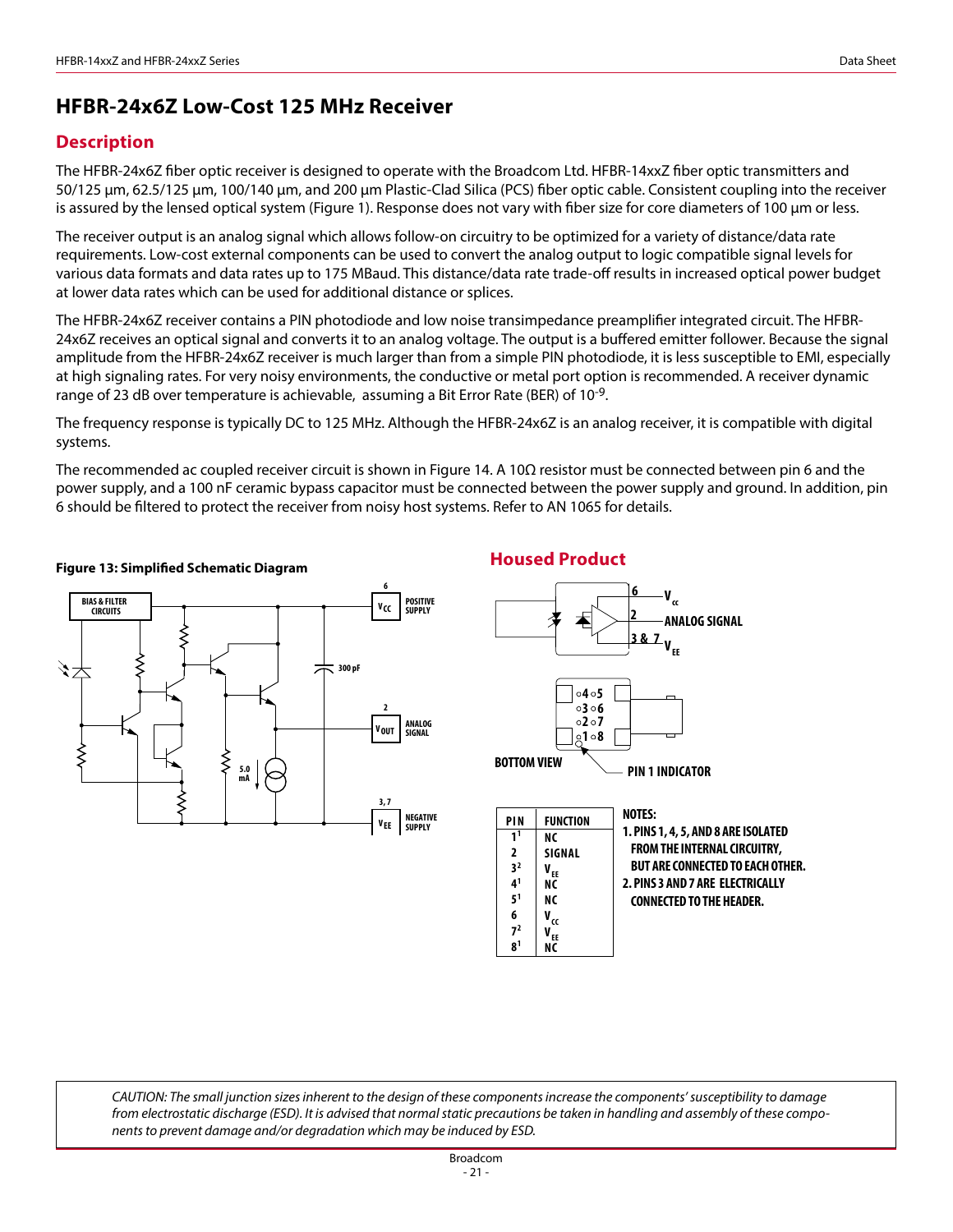# HFBR-24x6Z Low-Cost 125 MHz Receiver

## Description

The HFBR-24x6Z fiber optic receiver is designed to operate with the Broadcom Ltd. HFBR-14xxZ fiber optic transmitters and 50/125 µm, 62.5/125 µm, 100/140 µm, and 200 µm Plastic-Clad Silica (PCS) fiber optic cable. Consistent coupling into the receiver is assured by the lensed optical system (Figure 1). Response does not vary with fiber size for core diameters of 100 µm or less.

The receiver output is an analog signal which allows follow-on circuitry to be optimized for a variety of distance/data rate requirements. Low-cost external components can be used to convert the analog output to logic compatible signal levels for various data formats and data rates up to 175 MBaud. This distance/data rate trade-off results in increased optical power budget at lower data rates which can be used for additional distance or splices.

The HFBR-24x6Z receiver contains a PIN photodiode and low noise transimpedance preamplifier integrated circuit. The HFBR-24x6Z receives an optical signal and converts it to an analog voltage. The output is a buffered emitter follower. Because the signal amplitude from the HFBR-24x6Z receiver is much larger than from a simple PIN photodiode, it is less susceptible to EMI, especially at high signaling rates. For very noisy environments, the conductive or metal port option is recommended. A receiver dynamic range of 23 dB over temperature is achievable, assuming a Bit Error Rate (BER) of $10^{-9}$.

The frequency response is typically DC to 125 MHz. Although the HFBR-24x6Z is an analog receiver, it is compatible with digital systems.

The recommended ac coupled receiver circuit is shown in Figure 14. A 10Ω resistor must be connected between pin 6 and the power supply, and a 100 nF ceramic bypass capacitor must be connected between the power supply and ground. In addition, pin 6 should be filtered to protect the receiver from noisy host systems. Refer to AN 1065 for details.

**Figure 13: Simplified Schematic Diagram**

BIAS & FILTER CIRCUITS; 300 pF; 5.0 mA; 6 $V_{CC}$ POSITIVE SUPPLY; 2 $V_{OUT}$ ANALOG SIGNAL; 3, 7 $V_{EE}$ NEGATIVE SUPPLY

## Housed Product

6 $V_{CC}$; 2 ANALOG SIGNAL; 3 & 7 $V_{EE}$

BOTTOM VIEW; PIN 1 INDICATOR

| PIN | FUNCTION |
|---|---|
| 1[1] | NC |
| 2 | SIGNAL |
| 3[2] | $V_{EE}$ |
| 4[1] | NC |
| 5[1] | NC |
| 6 | $V_{CC}$ |
| 7[2] | $V_{EE}$ |
| 8[1] | NC |

**NOTES:**

1. PINS 1, 4, 5, AND 8 ARE ISOLATED FROM THE INTERNAL CIRCUITRY, BUT ARE CONNECTED TO EACH OTHER.
2. PINS 3 AND 7 ARE ELECTRICALLY CONNECTED TO THE HEADER.

*CAUTION: The small junction sizes inherent to the design of these components increase the components' susceptibility to damage from electrostatic discharge (ESD). It is advised that normal static precautions be taken in handling and assembly of these components to prevent damage and/or degradation which may be induced by ESD.*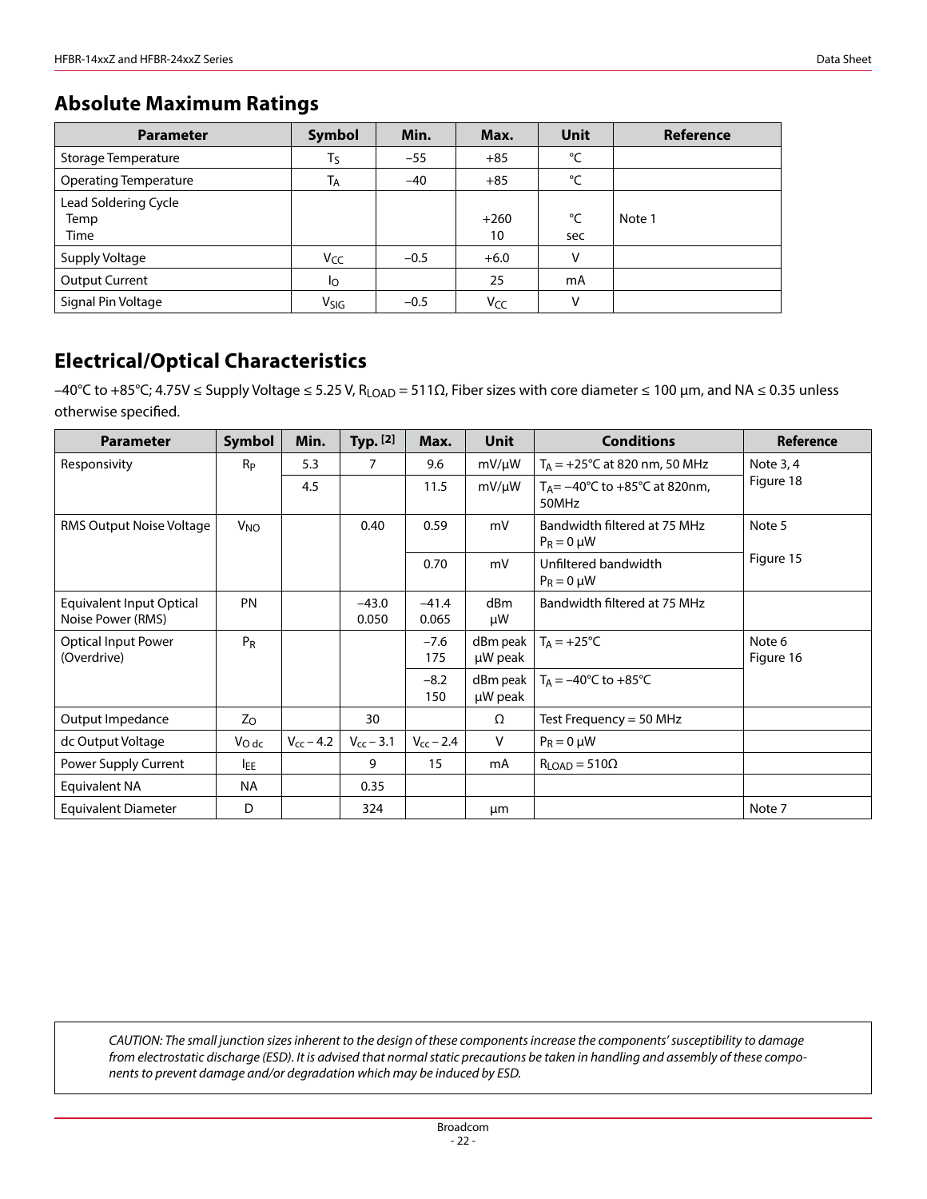## Absolute Maximum Ratings

| Parameter | Symbol | Min. | Max. | Unit | Reference |
|---|---|---|---|---|---|
| Storage Temperature | $T_S$ | –55 | +85 | °C | |
| Operating Temperature | $T_A$ | –40 | +85 | °C | |
| Lead Soldering Cycle<br>Temp<br>Time | | | +260<br>10 | °C<br>sec | Note 1 |
| Supply Voltage | $V_{CC}$ | –0.5 | +6.0 | V | |
| Output Current | $I_O$ | | 25 | mA | |
| Signal Pin Voltage | $V_{SIG}$ | –0.5 | $V_{CC}$ | V | |

## Electrical/Optical Characteristics

–40°C to +85°C; 4.75V ≤ Supply Voltage ≤ 5.25 V, $R_{LOAD}$ = 511Ω, Fiber sizes with core diameter ≤ 100 µm, and NA ≤ 0.35 unless otherwise specified.

| Parameter | Symbol | Min. | Typ. [2] | Max. | Unit | Conditions | Reference |
|---|---|---|---|---|---|---|---|
| Responsivity | $R_P$ | 5.3 | 7 | 9.6 | mV/µW | $T_A$ = +25°C at 820 nm, 50 MHz | Note 3, 4<br>Figure 18 |
| | | 4.5 | | 11.5 | mV/µW | $T_A$= –40°C to +85°C at 820nm, 50MHz | |
| RMS Output Noise Voltage | $V_{NO}$ | | 0.40 | 0.59 | mV | Bandwidth filtered at 75 MHz<br>$P_R$ = 0 µW | Note 5<br>Figure 15 |
| | | | | 0.70 | mV | Unfiltered bandwidth<br>$P_R$ = 0 µW | |
| Equivalent Input Optical Noise Power (RMS) | PN | | –43.0<br>0.050 | –41.4<br>0.065 | dBm<br>µW | Bandwidth filtered at 75 MHz | |
| Optical Input Power (Overdrive) | $P_R$ | | | –7.6<br>175 | dBm peak<br>µW peak | $T_A$ = +25°C | Note 6<br>Figure 16 |
| | | | | –8.2<br>150 | dBm peak<br>µW peak | $T_A$ = –40°C to +85°C | |
| Output Impedance | $Z_O$ | | 30 | | Ω | Test Frequency = 50 MHz | |
| dc Output Voltage | $V_{O\,dc}$ | $V_{cc}$ – 4.2 | $V_{cc}$ – 3.1 | $V_{cc}$ – 2.4 | V | $P_R$ = 0 µW | |
| Power Supply Current | $I_{EE}$ | | 9 | 15 | mA | $R_{LOAD}$ = 510Ω | |
| Equivalent NA | NA | | 0.35 | | | | |
| Equivalent Diameter | D | | 324 | | µm | | Note 7 |

*CAUTION: The small junction sizes inherent to the design of these components increase the components' susceptibility to damage from electrostatic discharge (ESD). It is advised that normal static precautions be taken in handling and assembly of these components to prevent damage and/or degradation which may be induced by ESD.*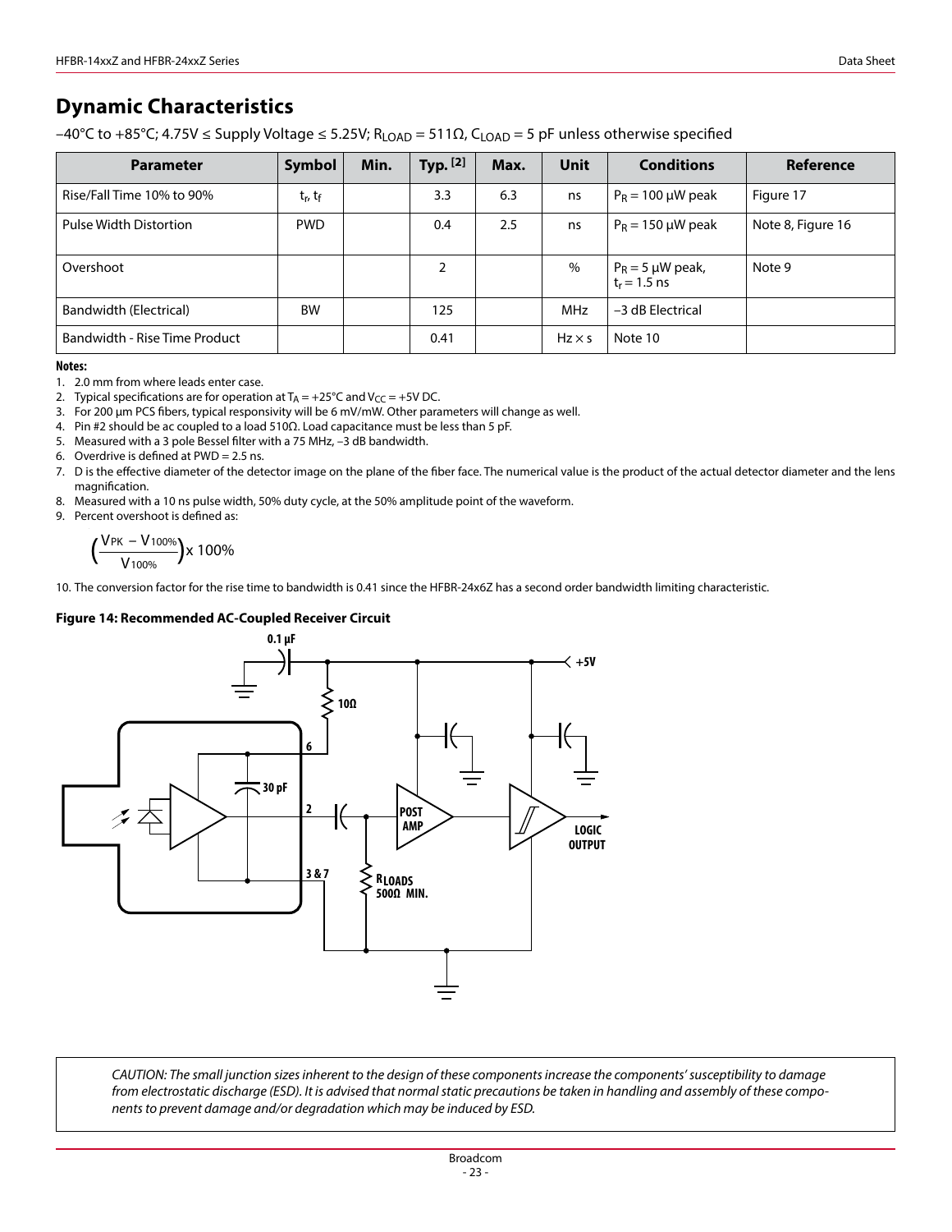## Dynamic Characteristics

–40°C to +85°C; 4.75V ≤ Supply Voltage ≤ 5.25V; $R_{LOAD}$ = 511Ω, $C_{LOAD}$ = 5 pF unless otherwise specified

| Parameter | Symbol | Min. | Typ. [2] | Max. | Unit | Conditions | Reference |
|---|---|---|---|---|---|---|---|
| Rise/Fall Time 10% to 90% | $t_r$, $t_f$ | | 3.3 | 6.3 | ns | $P_R$ = 100 µW peak | Figure 17 |
| Pulse Width Distortion | PWD | | 0.4 | 2.5 | ns | $P_R$ = 150 µW peak | Note 8, Figure 16 |
| Overshoot | | | 2 | | % | $P_R$ = 5 µW peak, $t_r$ = 1.5 ns | Note 9 |
| Bandwidth (Electrical) | BW | | 125 | | MHz | –3 dB Electrical | |
| Bandwidth - Rise Time Product | | | 0.41 | | Hz × s | Note 10 | |

**Notes:**

1. 2.0 mm from where leads enter case.
2. Typical specifications are for operation at $T_A$ = +25°C and $V_{CC}$ = +5V DC.
3. For 200 µm PCS fibers, typical responsivity will be 6 mV/mW. Other parameters will change as well.
4. Pin #2 should be ac coupled to a load 510Ω. Load capacitance must be less than 5 pF.
5. Measured with a 3 pole Bessel filter with a 75 MHz, –3 dB bandwidth.
6. Overdrive is defined at PWD = 2.5 ns.
7. D is the effective diameter of the detector image on the plane of the fiber face. The numerical value is the product of the actual detector diameter and the lens magnification.
8. Measured with a 10 ns pulse width, 50% duty cycle, at the 50% amplitude point of the waveform.
9. Percent overshoot is defined as:

$$\left(\frac{V_{PK} - V_{100\%}}{V_{100\%}}\right) \times 100\%$$

10. The conversion factor for the rise time to bandwidth is 0.41 since the HFBR-24x6Z has a second order bandwidth limiting characteristic.

**Figure 14: Recommended AC-Coupled Receiver Circuit**

*CAUTION: The small junction sizes inherent to the design of these components increase the components' susceptibility to damage from electrostatic discharge (ESD). It is advised that normal static precautions be taken in handling and assembly of these components to prevent damage and/or degradation which may be induced by ESD.*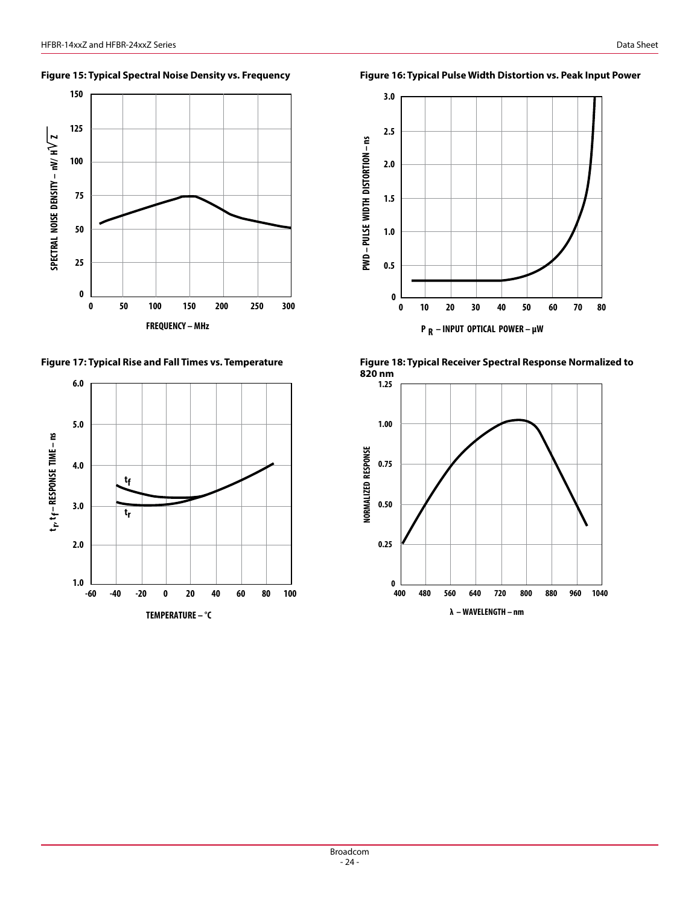**Figure 15: Typical Spectral Noise Density vs. Frequency**

**Figure 16: Typical Pulse Width Distortion vs. Peak Input Power**

**Figure 17: Typical Rise and Fall Times vs. Temperature**

**Figure 18: Typical Receiver Spectral Response Normalized to 820 nm**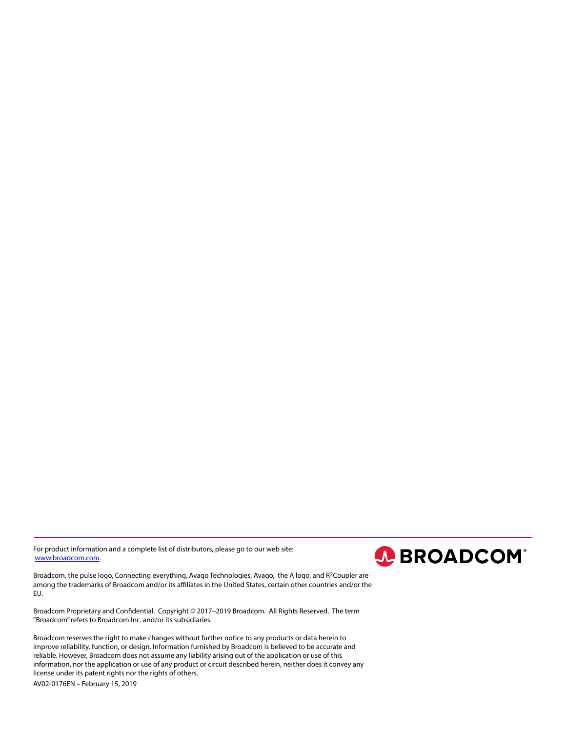For product information and a complete list of distributors, please go to our web site: www.broadcom.com.

Broadcom, the pulse logo, Connecting everything, Avago Technologies, Avago, the A logo, and R2Coupler are among the trademarks of Broadcom and/or its affiliates in the United States, certain other countries and/or the EU.

Broadcom Proprietary and Confidential. Copyright © 2017–2019 Broadcom. All Rights Reserved. The term "Broadcom" refers to Broadcom Inc. and/or its subsidiaries.

Broadcom reserves the right to make changes without further notice to any products or data herein to improve reliability, function, or design. Information furnished by Broadcom is believed to be accurate and reliable. However, Broadcom does not assume any liability arising out of the application or use of this information, nor the application or use of any product or circuit described herein, neither does it convey any license under its patent rights nor the rights of others.

AV02-0176EN – February 15, 2019